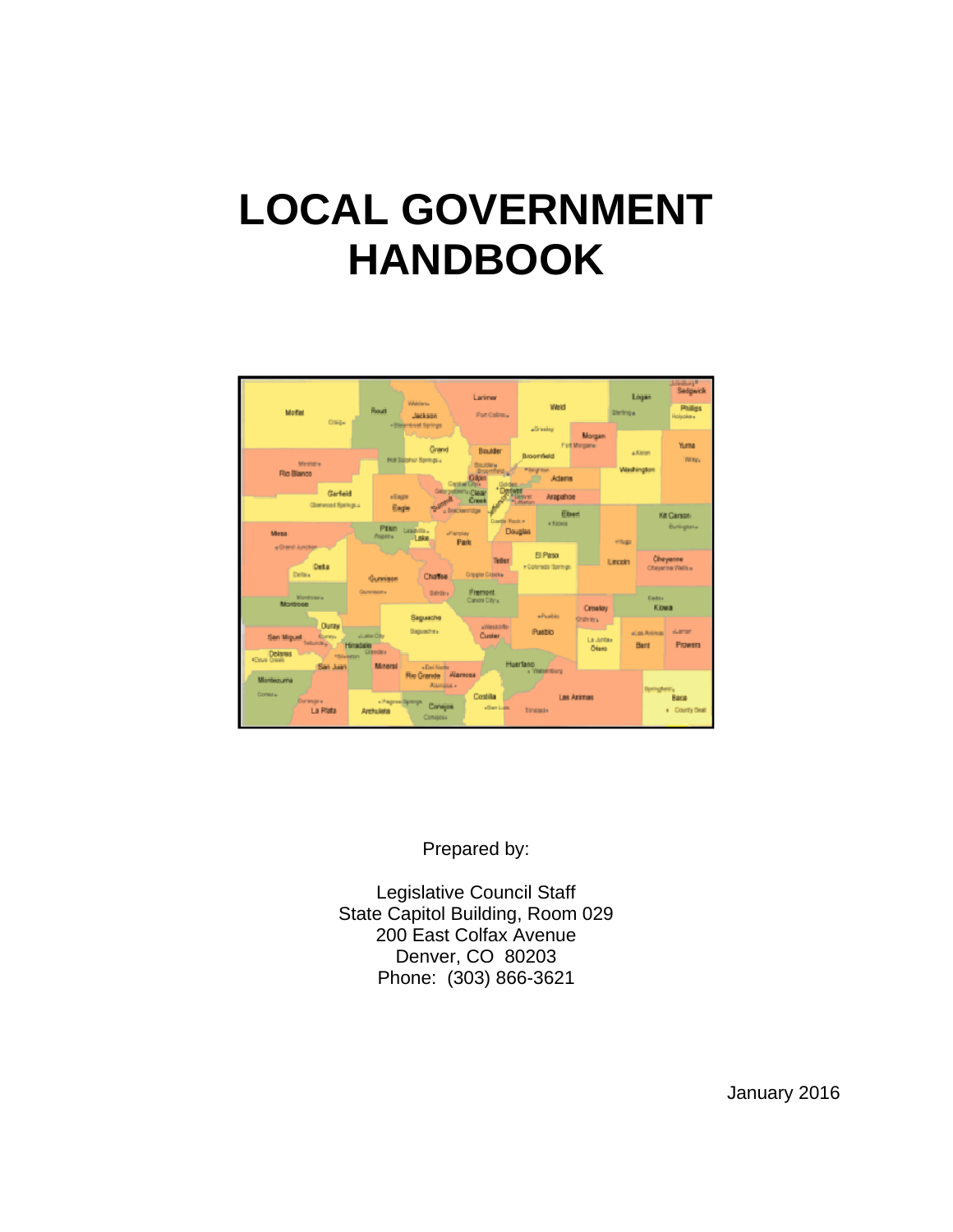# LOCAL GOVERNMENT HANDBOOK

Prepared by:

Legislative Council Staff
State Capitol Building, Room 029
200 East Colfax Avenue
Denver, CO 80203
Phone: (303) 866-3621

January 2016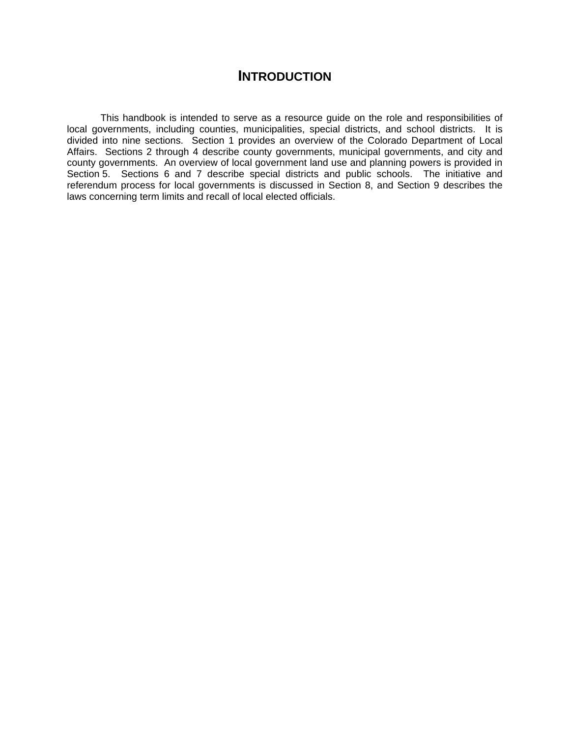# INTRODUCTION

This handbook is intended to serve as a resource guide on the role and responsibilities of local governments, including counties, municipalities, special districts, and school districts. It is divided into nine sections. Section 1 provides an overview of the Colorado Department of Local Affairs. Sections 2 through 4 describe county governments, municipal governments, and city and county governments. An overview of local government land use and planning powers is provided in Section 5. Sections 6 and 7 describe special districts and public schools. The initiative and referendum process for local governments is discussed in Section 8, and Section 9 describes the laws concerning term limits and recall of local elected officials.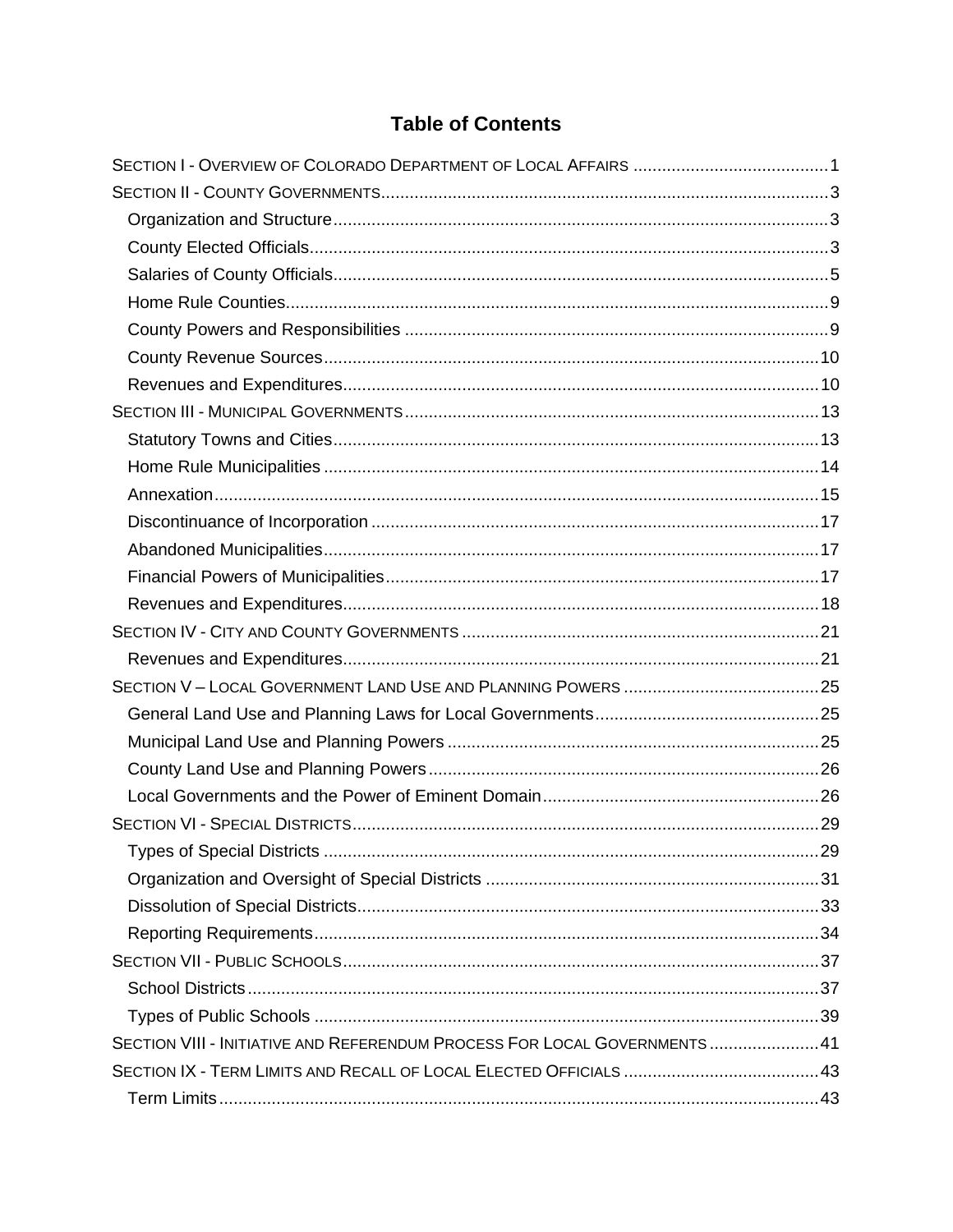# Table of Contents

SECTION I - OVERVIEW OF COLORADO DEPARTMENT OF LOCAL AFFAIRS ........................................ 1

SECTION II - COUNTY GOVERNMENTS ........................................ 3

- Organization and Structure ........................................ 3
- County Elected Officials ........................................ 3
- Salaries of County Officials ........................................ 5
- Home Rule Counties ........................................ 9
- County Powers and Responsibilities ........................................ 9
- County Revenue Sources ........................................ 10
- Revenues and Expenditures ........................................ 10

SECTION III - MUNICIPAL GOVERNMENTS ........................................ 13

- Statutory Towns and Cities ........................................ 13
- Home Rule Municipalities ........................................ 14
- Annexation ........................................ 15
- Discontinuance of Incorporation ........................................ 17
- Abandoned Municipalities ........................................ 17
- Financial Powers of Municipalities ........................................ 17
- Revenues and Expenditures ........................................ 18

SECTION IV - CITY AND COUNTY GOVERNMENTS ........................................ 21

- Revenues and Expenditures ........................................ 21

SECTION V – LOCAL GOVERNMENT LAND USE AND PLANNING POWERS ........................................ 25

- General Land Use and Planning Laws for Local Governments ........................................ 25
- Municipal Land Use and Planning Powers ........................................ 25
- County Land Use and Planning Powers ........................................ 26
- Local Governments and the Power of Eminent Domain ........................................ 26

SECTION VI - SPECIAL DISTRICTS ........................................ 29

- Types of Special Districts ........................................ 29
- Organization and Oversight of Special Districts ........................................ 31
- Dissolution of Special Districts ........................................ 33
- Reporting Requirements ........................................ 34

SECTION VII - PUBLIC SCHOOLS ........................................ 37

- School Districts ........................................ 37
- Types of Public Schools ........................................ 39

SECTION VIII - INITIATIVE AND REFERENDUM PROCESS FOR LOCAL GOVERNMENTS ........................................ 41

SECTION IX - TERM LIMITS AND RECALL OF LOCAL ELECTED OFFICIALS ........................................ 43

- Term Limits ........................................ 43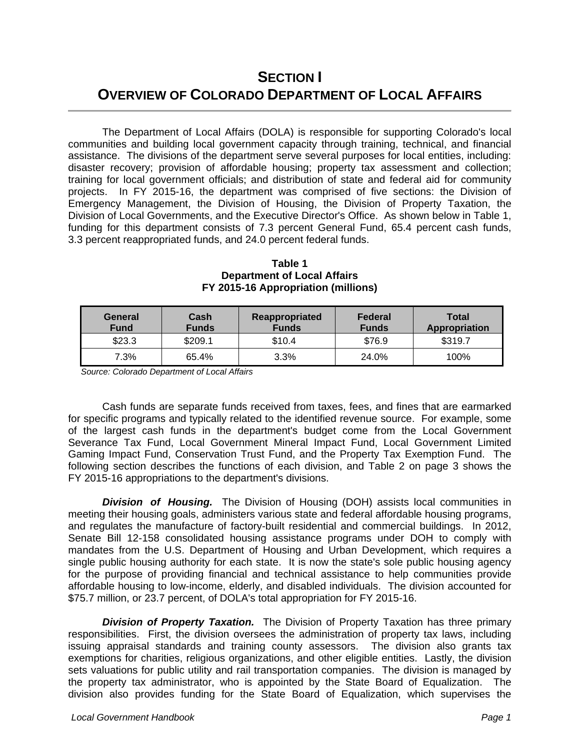# SECTION I
# OVERVIEW OF COLORADO DEPARTMENT OF LOCAL AFFAIRS

The Department of Local Affairs (DOLA) is responsible for supporting Colorado's local communities and building local government capacity through training, technical, and financial assistance. The divisions of the department serve several purposes for local entities, including: disaster recovery; provision of affordable housing; property tax assessment and collection; training for local government officials; and distribution of state and federal aid for community projects. In FY 2015-16, the department was comprised of five sections: the Division of Emergency Management, the Division of Housing, the Division of Property Taxation, the Division of Local Governments, and the Executive Director's Office. As shown below in Table 1, funding for this department consists of 7.3 percent General Fund, 65.4 percent cash funds, 3.3 percent reappropriated funds, and 24.0 percent federal funds.

**Table 1**
**Department of Local Affairs**
**FY 2015-16 Appropriation (millions)**

| General Fund | Cash Funds | Reappropriated Funds | Federal Funds | Total Appropriation |
|---|---|---|---|---|
| $23.3 | $209.1 | $10.4 | $76.9 | $319.7 |
| 7.3% | 65.4% | 3.3% | 24.0% | 100% |

*Source: Colorado Department of Local Affairs*

Cash funds are separate funds received from taxes, fees, and fines that are earmarked for specific programs and typically related to the identified revenue source. For example, some of the largest cash funds in the department's budget come from the Local Government Severance Tax Fund, Local Government Mineral Impact Fund, Local Government Limited Gaming Impact Fund, Conservation Trust Fund, and the Property Tax Exemption Fund. The following section describes the functions of each division, and Table 2 on page 3 shows the FY 2015-16 appropriations to the department's divisions.

***Division of Housing.*** The Division of Housing (DOH) assists local communities in meeting their housing goals, administers various state and federal affordable housing programs, and regulates the manufacture of factory-built residential and commercial buildings. In 2012, Senate Bill 12-158 consolidated housing assistance programs under DOH to comply with mandates from the U.S. Department of Housing and Urban Development, which requires a single public housing authority for each state. It is now the state's sole public housing agency for the purpose of providing financial and technical assistance to help communities provide affordable housing to low-income, elderly, and disabled individuals. The division accounted for $75.7 million, or 23.7 percent, of DOLA's total appropriation for FY 2015-16.

***Division of Property Taxation.*** The Division of Property Taxation has three primary responsibilities. First, the division oversees the administration of property tax laws, including issuing appraisal standards and training county assessors. The division also grants tax exemptions for charities, religious organizations, and other eligible entities. Lastly, the division sets valuations for public utility and rail transportation companies. The division is managed by the property tax administrator, who is appointed by the State Board of Equalization. The division also provides funding for the State Board of Equalization, which supervises the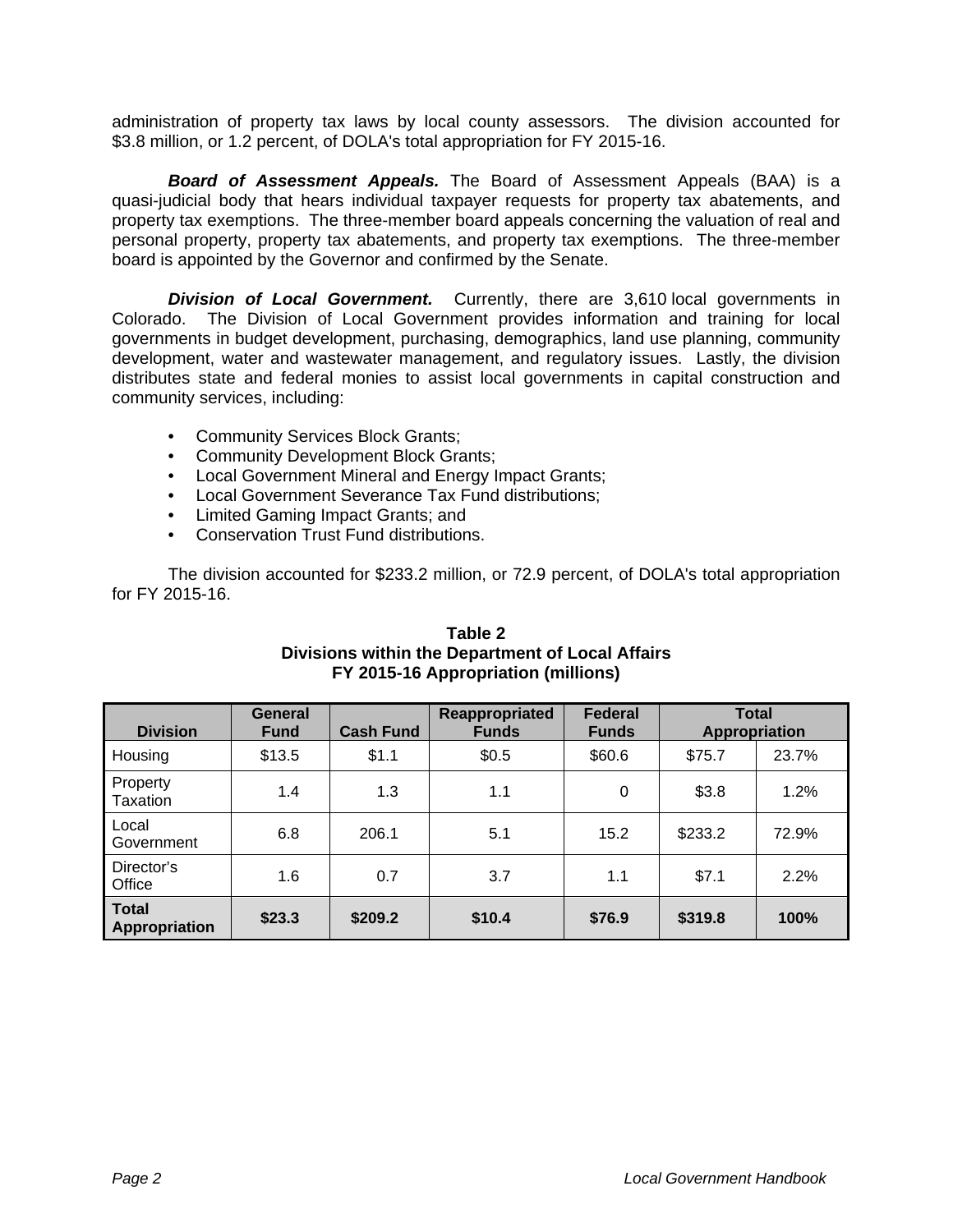administration of property tax laws by local county assessors. The division accounted for $3.8 million, or 1.2 percent, of DOLA's total appropriation for FY 2015-16.

***Board of Assessment Appeals.*** The Board of Assessment Appeals (BAA) is a quasi-judicial body that hears individual taxpayer requests for property tax abatements, and property tax exemptions. The three-member board appeals concerning the valuation of real and personal property, property tax abatements, and property tax exemptions. The three-member board is appointed by the Governor and confirmed by the Senate.

***Division of Local Government.*** Currently, there are 3,610 local governments in Colorado. The Division of Local Government provides information and training for local governments in budget development, purchasing, demographics, land use planning, community development, water and wastewater management, and regulatory issues. Lastly, the division distributes state and federal monies to assist local governments in capital construction and community services, including:

- Community Services Block Grants;
- Community Development Block Grants;
- Local Government Mineral and Energy Impact Grants;
- Local Government Severance Tax Fund distributions;
- Limited Gaming Impact Grants; and
- Conservation Trust Fund distributions.

The division accounted for $233.2 million, or 72.9 percent, of DOLA's total appropriation for FY 2015-16.

**Table 2**
**Divisions within the Department of Local Affairs**
**FY 2015-16 Appropriation (millions)**

| Division | General Fund | Cash Fund | Reappropriated Funds | Federal Funds | Total Appropriation | |
|---|---|---|---|---|---|---|
| Housing | $13.5 | $1.1 | $0.5 | $60.6 | $75.7 | 23.7% |
| Property Taxation | 1.4 | 1.3 | 1.1 | 0 | $3.8 | 1.2% |
| Local Government | 6.8 | 206.1 | 5.1 | 15.2 | $233.2 | 72.9% |
| Director's Office | 1.6 | 0.7 | 3.7 | 1.1 | $7.1 | 2.2% |
| **Total Appropriation** | **$23.3** | **$209.2** | **$10.4** | **$76.9** | **$319.8** | **100%** |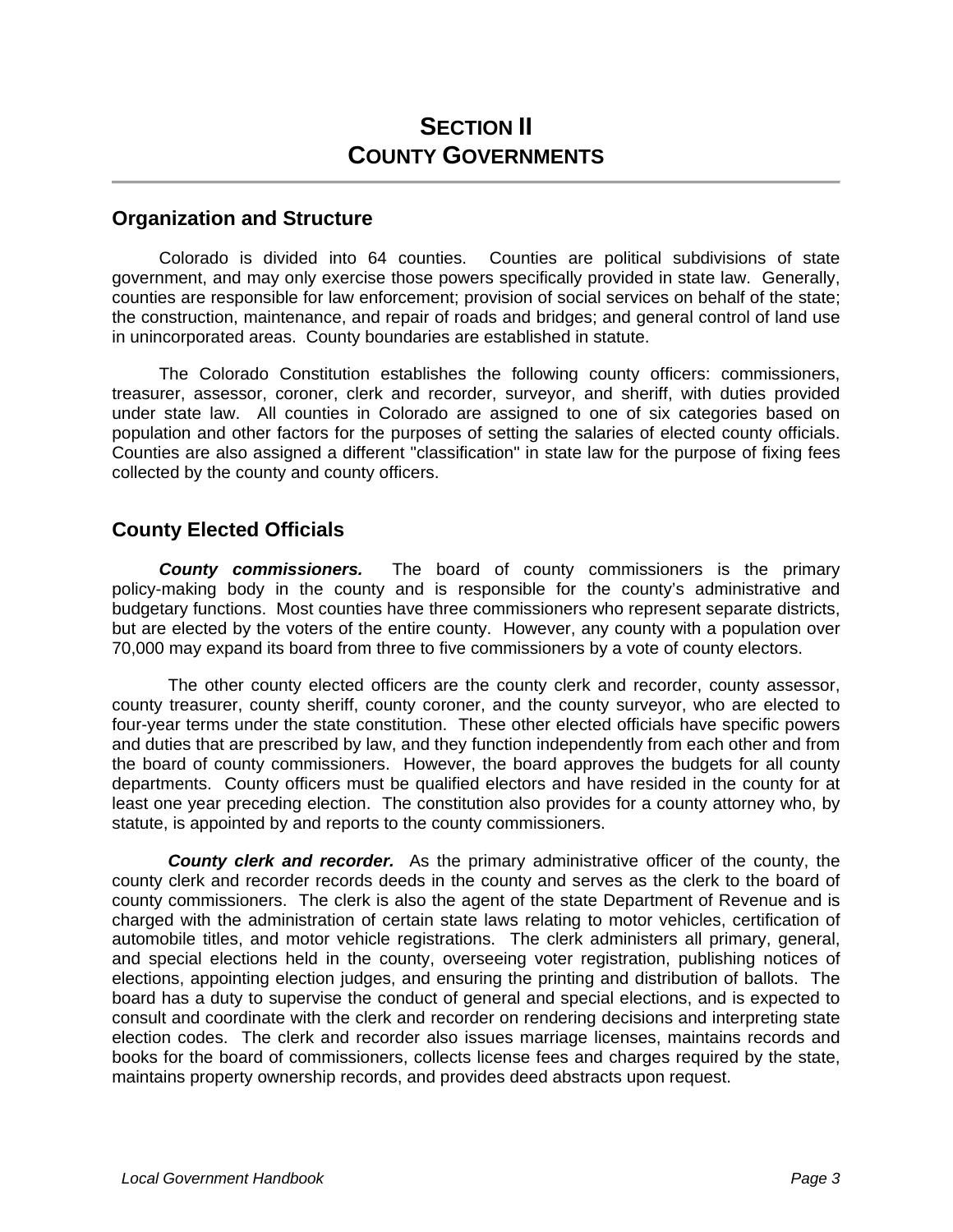# SECTION II
# COUNTY GOVERNMENTS

## Organization and Structure

Colorado is divided into 64 counties. Counties are political subdivisions of state government, and may only exercise those powers specifically provided in state law. Generally, counties are responsible for law enforcement; provision of social services on behalf of the state; the construction, maintenance, and repair of roads and bridges; and general control of land use in unincorporated areas. County boundaries are established in statute.

The Colorado Constitution establishes the following county officers: commissioners, treasurer, assessor, coroner, clerk and recorder, surveyor, and sheriff, with duties provided under state law. All counties in Colorado are assigned to one of six categories based on population and other factors for the purposes of setting the salaries of elected county officials. Counties are also assigned a different "classification" in state law for the purpose of fixing fees collected by the county and county officers.

## County Elected Officials

***County commissioners.*** The board of county commissioners is the primary policy-making body in the county and is responsible for the county's administrative and budgetary functions. Most counties have three commissioners who represent separate districts, but are elected by the voters of the entire county. However, any county with a population over 70,000 may expand its board from three to five commissioners by a vote of county electors.

The other county elected officers are the county clerk and recorder, county assessor, county treasurer, county sheriff, county coroner, and the county surveyor, who are elected to four-year terms under the state constitution. These other elected officials have specific powers and duties that are prescribed by law, and they function independently from each other and from the board of county commissioners. However, the board approves the budgets for all county departments. County officers must be qualified electors and have resided in the county for at least one year preceding election. The constitution also provides for a county attorney who, by statute, is appointed by and reports to the county commissioners.

***County clerk and recorder.*** As the primary administrative officer of the county, the county clerk and recorder records deeds in the county and serves as the clerk to the board of county commissioners. The clerk is also the agent of the state Department of Revenue and is charged with the administration of certain state laws relating to motor vehicles, certification of automobile titles, and motor vehicle registrations. The clerk administers all primary, general, and special elections held in the county, overseeing voter registration, publishing notices of elections, appointing election judges, and ensuring the printing and distribution of ballots. The board has a duty to supervise the conduct of general and special elections, and is expected to consult and coordinate with the clerk and recorder on rendering decisions and interpreting state election codes. The clerk and recorder also issues marriage licenses, maintains records and books for the board of commissioners, collects license fees and charges required by the state, maintains property ownership records, and provides deed abstracts upon request.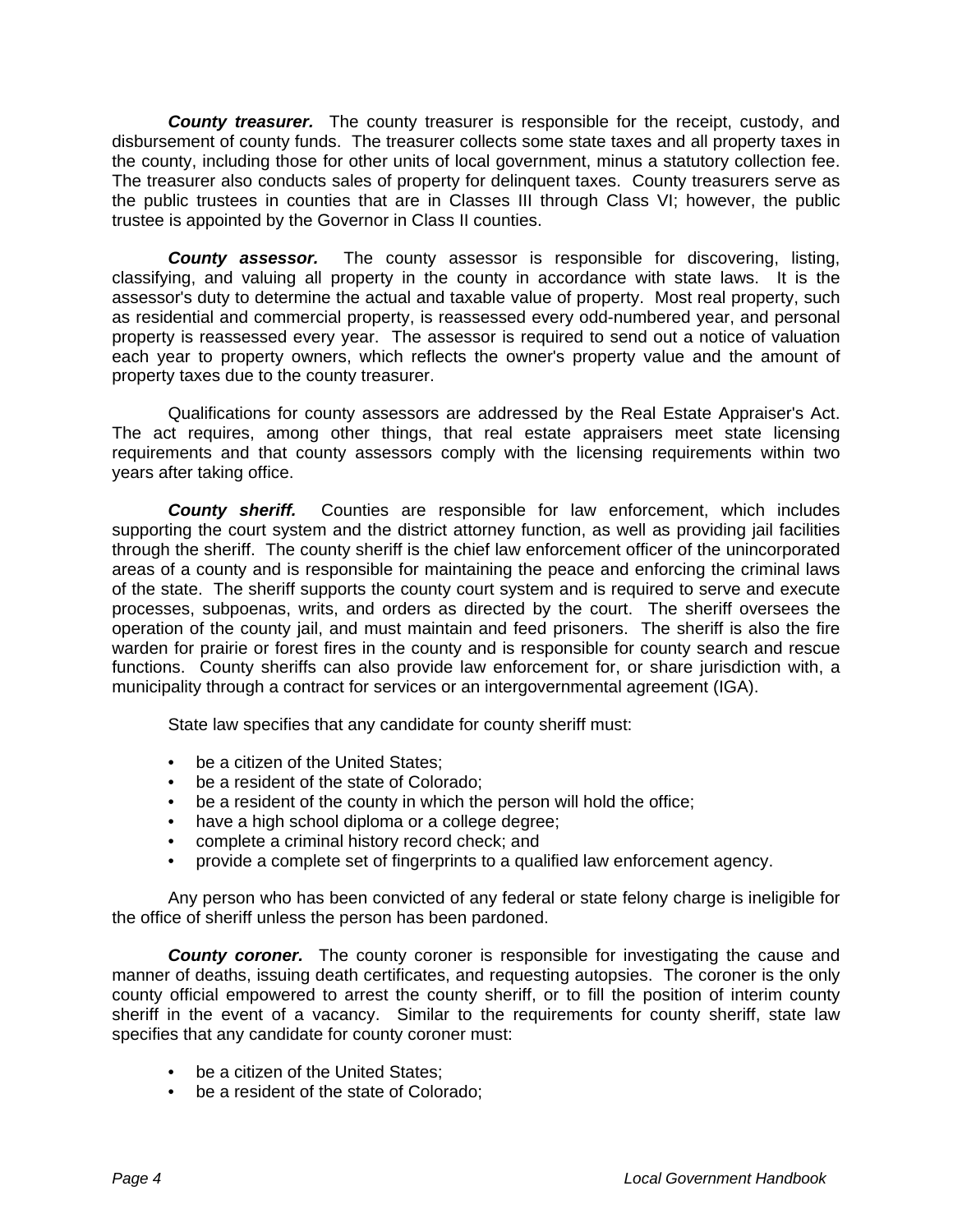***County treasurer.*** The county treasurer is responsible for the receipt, custody, and disbursement of county funds. The treasurer collects some state taxes and all property taxes in the county, including those for other units of local government, minus a statutory collection fee. The treasurer also conducts sales of property for delinquent taxes. County treasurers serve as the public trustees in counties that are in Classes III through Class VI; however, the public trustee is appointed by the Governor in Class II counties.

***County assessor.*** The county assessor is responsible for discovering, listing, classifying, and valuing all property in the county in accordance with state laws. It is the assessor's duty to determine the actual and taxable value of property. Most real property, such as residential and commercial property, is reassessed every odd-numbered year, and personal property is reassessed every year. The assessor is required to send out a notice of valuation each year to property owners, which reflects the owner's property value and the amount of property taxes due to the county treasurer.

Qualifications for county assessors are addressed by the Real Estate Appraiser's Act. The act requires, among other things, that real estate appraisers meet state licensing requirements and that county assessors comply with the licensing requirements within two years after taking office.

***County sheriff.*** Counties are responsible for law enforcement, which includes supporting the court system and the district attorney function, as well as providing jail facilities through the sheriff. The county sheriff is the chief law enforcement officer of the unincorporated areas of a county and is responsible for maintaining the peace and enforcing the criminal laws of the state. The sheriff supports the county court system and is required to serve and execute processes, subpoenas, writs, and orders as directed by the court. The sheriff oversees the operation of the county jail, and must maintain and feed prisoners. The sheriff is also the fire warden for prairie or forest fires in the county and is responsible for county search and rescue functions. County sheriffs can also provide law enforcement for, or share jurisdiction with, a municipality through a contract for services or an intergovernmental agreement (IGA).

State law specifies that any candidate for county sheriff must:

- be a citizen of the United States;
- be a resident of the state of Colorado;
- be a resident of the county in which the person will hold the office;
- have a high school diploma or a college degree;
- complete a criminal history record check; and
- provide a complete set of fingerprints to a qualified law enforcement agency.

Any person who has been convicted of any federal or state felony charge is ineligible for the office of sheriff unless the person has been pardoned.

***County coroner.*** The county coroner is responsible for investigating the cause and manner of deaths, issuing death certificates, and requesting autopsies. The coroner is the only county official empowered to arrest the county sheriff, or to fill the position of interim county sheriff in the event of a vacancy. Similar to the requirements for county sheriff, state law specifies that any candidate for county coroner must:

- be a citizen of the United States;
- be a resident of the state of Colorado;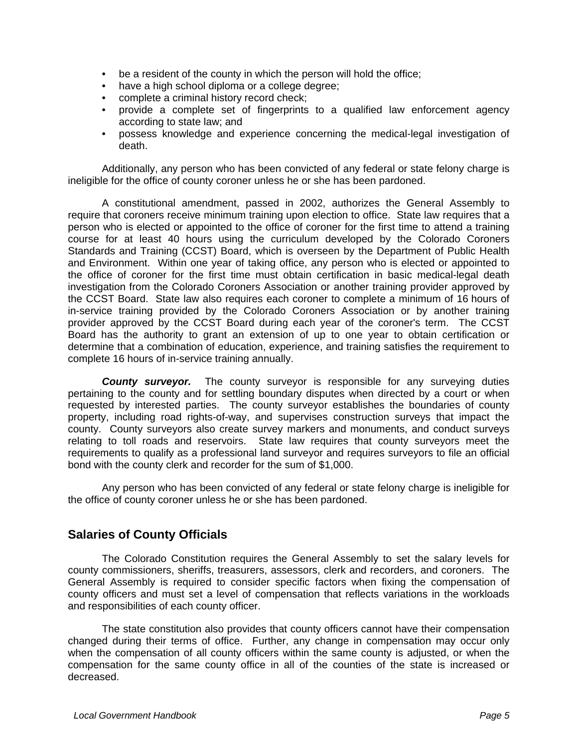- be a resident of the county in which the person will hold the office;
- have a high school diploma or a college degree;
- complete a criminal history record check;
- provide a complete set of fingerprints to a qualified law enforcement agency according to state law; and
- possess knowledge and experience concerning the medical-legal investigation of death.

Additionally, any person who has been convicted of any federal or state felony charge is ineligible for the office of county coroner unless he or she has been pardoned.

A constitutional amendment, passed in 2002, authorizes the General Assembly to require that coroners receive minimum training upon election to office. State law requires that a person who is elected or appointed to the office of coroner for the first time to attend a training course for at least 40 hours using the curriculum developed by the Colorado Coroners Standards and Training (CCST) Board, which is overseen by the Department of Public Health and Environment. Within one year of taking office, any person who is elected or appointed to the office of coroner for the first time must obtain certification in basic medical-legal death investigation from the Colorado Coroners Association or another training provider approved by the CCST Board. State law also requires each coroner to complete a minimum of 16 hours of in-service training provided by the Colorado Coroners Association or by another training provider approved by the CCST Board during each year of the coroner's term. The CCST Board has the authority to grant an extension of up to one year to obtain certification or determine that a combination of education, experience, and training satisfies the requirement to complete 16 hours of in-service training annually.

***County surveyor.*** The county surveyor is responsible for any surveying duties pertaining to the county and for settling boundary disputes when directed by a court or when requested by interested parties. The county surveyor establishes the boundaries of county property, including road rights-of-way, and supervises construction surveys that impact the county. County surveyors also create survey markers and monuments, and conduct surveys relating to toll roads and reservoirs. State law requires that county surveyors meet the requirements to qualify as a professional land surveyor and requires surveyors to file an official bond with the county clerk and recorder for the sum of $1,000.

Any person who has been convicted of any federal or state felony charge is ineligible for the office of county coroner unless he or she has been pardoned.

## Salaries of County Officials

The Colorado Constitution requires the General Assembly to set the salary levels for county commissioners, sheriffs, treasurers, assessors, clerk and recorders, and coroners. The General Assembly is required to consider specific factors when fixing the compensation of county officers and must set a level of compensation that reflects variations in the workloads and responsibilities of each county officer.

The state constitution also provides that county officers cannot have their compensation changed during their terms of office. Further, any change in compensation may occur only when the compensation of all county officers within the same county is adjusted, or when the compensation for the same county office in all of the counties of the state is increased or decreased.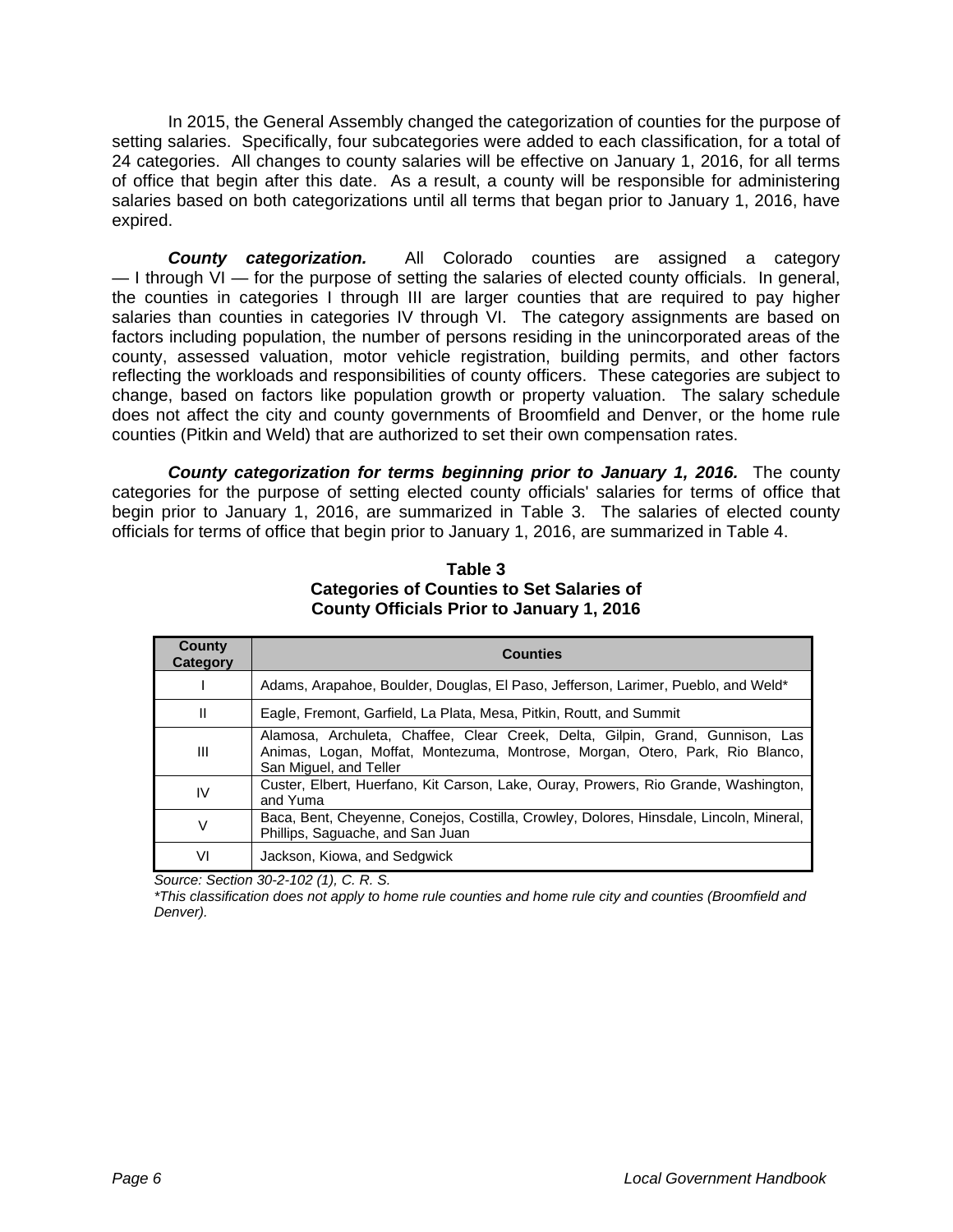In 2015, the General Assembly changed the categorization of counties for the purpose of setting salaries. Specifically, four subcategories were added to each classification, for a total of 24 categories. All changes to county salaries will be effective on January 1, 2016, for all terms of office that begin after this date. As a result, a county will be responsible for administering salaries based on both categorizations until all terms that began prior to January 1, 2016, have expired.

***County categorization.*** All Colorado counties are assigned a category — I through VI — for the purpose of setting the salaries of elected county officials. In general, the counties in categories I through III are larger counties that are required to pay higher salaries than counties in categories IV through VI. The category assignments are based on factors including population, the number of persons residing in the unincorporated areas of the county, assessed valuation, motor vehicle registration, building permits, and other factors reflecting the workloads and responsibilities of county officers. These categories are subject to change, based on factors like population growth or property valuation. The salary schedule does not affect the city and county governments of Broomfield and Denver, or the home rule counties (Pitkin and Weld) that are authorized to set their own compensation rates.

***County categorization for terms beginning prior to January 1, 2016.*** The county categories for the purpose of setting elected county officials' salaries for terms of office that begin prior to January 1, 2016, are summarized in Table 3. The salaries of elected county officials for terms of office that begin prior to January 1, 2016, are summarized in Table 4.

**Table 3**
**Categories of Counties to Set Salaries of County Officials Prior to January 1, 2016**

| County Category | Counties |
|---|---|
| I | Adams, Arapahoe, Boulder, Douglas, El Paso, Jefferson, Larimer, Pueblo, and Weld* |
| II | Eagle, Fremont, Garfield, La Plata, Mesa, Pitkin, Routt, and Summit |
| III | Alamosa, Archuleta, Chaffee, Clear Creek, Delta, Gilpin, Grand, Gunnison, Las Animas, Logan, Moffat, Montezuma, Montrose, Morgan, Otero, Park, Rio Blanco, San Miguel, and Teller |
| IV | Custer, Elbert, Huerfano, Kit Carson, Lake, Ouray, Prowers, Rio Grande, Washington, and Yuma |
| V | Baca, Bent, Cheyenne, Conejos, Costilla, Crowley, Dolores, Hinsdale, Lincoln, Mineral, Phillips, Saguache, and San Juan |
| VI | Jackson, Kiowa, and Sedgwick |

*Source: Section 30-2-102 (1), C. R. S.*

*\*This classification does not apply to home rule counties and home rule city and counties (Broomfield and Denver).*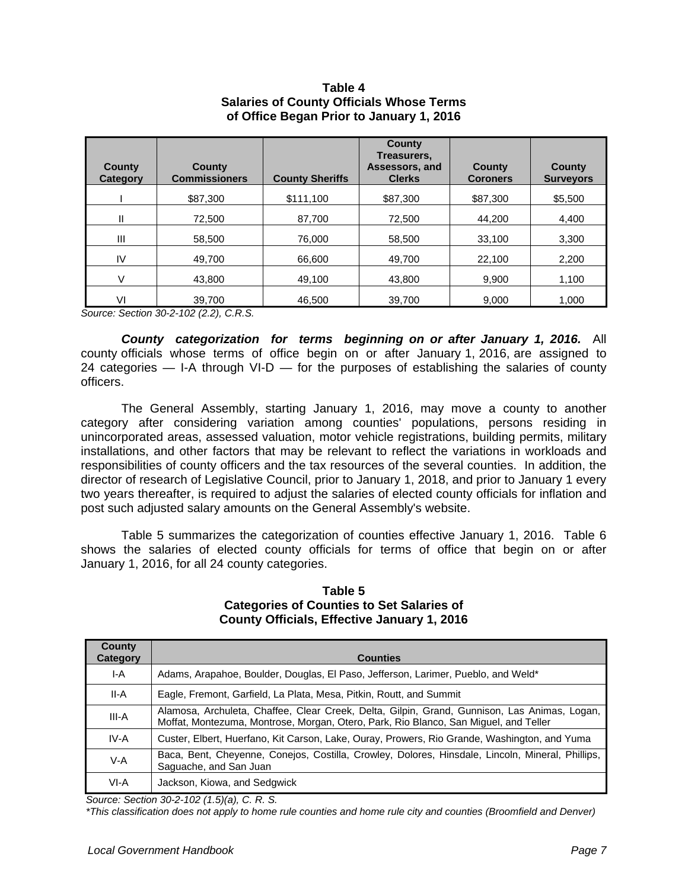**Table 4**
**Salaries of County Officials Whose Terms of Office Began Prior to January 1, 2016**

| County Category | County Commissioners | County Sheriffs | County Treasurers, Assessors, and Clerks | County Coroners | County Surveyors |
|---|---|---|---|---|---|
| I | $87,300 | $111,100 | $87,300 | $87,300 | $5,500 |
| II | 72,500 | 87,700 | 72,500 | 44,200 | 4,400 |
| III | 58,500 | 76,000 | 58,500 | 33,100 | 3,300 |
| IV | 49,700 | 66,600 | 49,700 | 22,100 | 2,200 |
| V | 43,800 | 49,100 | 43,800 | 9,900 | 1,100 |
| VI | 39,700 | 46,500 | 39,700 | 9,000 | 1,000 |

*Source: Section 30-2-102 (2.2), C.R.S.*

***County categorization for terms beginning on or after January 1, 2016.*** All county officials whose terms of office begin on or after January 1, 2016, are assigned to 24 categories — I-A through VI-D — for the purposes of establishing the salaries of county officers.

The General Assembly, starting January 1, 2016, may move a county to another category after considering variation among counties' populations, persons residing in unincorporated areas, assessed valuation, motor vehicle registrations, building permits, military installations, and other factors that may be relevant to reflect the variations in workloads and responsibilities of county officers and the tax resources of the several counties. In addition, the director of research of Legislative Council, prior to January 1, 2018, and prior to January 1 every two years thereafter, is required to adjust the salaries of elected county officials for inflation and post such adjusted salary amounts on the General Assembly's website.

Table 5 summarizes the categorization of counties effective January 1, 2016. Table 6 shows the salaries of elected county officials for terms of office that begin on or after January 1, 2016, for all 24 county categories.

**Table 5**
**Categories of Counties to Set Salaries of County Officials, Effective January 1, 2016**

| County Category | Counties |
|---|---|
| I-A | Adams, Arapahoe, Boulder, Douglas, El Paso, Jefferson, Larimer, Pueblo, and Weld* |
| II-A | Eagle, Fremont, Garfield, La Plata, Mesa, Pitkin, Routt, and Summit |
| III-A | Alamosa, Archuleta, Chaffee, Clear Creek, Delta, Gilpin, Grand, Gunnison, Las Animas, Logan, Moffat, Montezuma, Montrose, Morgan, Otero, Park, Rio Blanco, San Miguel, and Teller |
| IV-A | Custer, Elbert, Huerfano, Kit Carson, Lake, Ouray, Prowers, Rio Grande, Washington, and Yuma |
| V-A | Baca, Bent, Cheyenne, Conejos, Costilla, Crowley, Dolores, Hinsdale, Lincoln, Mineral, Phillips, Saguache, and San Juan |
| VI-A | Jackson, Kiowa, and Sedgwick |

*Source: Section 30-2-102 (1.5)(a), C. R. S.*

*\*This classification does not apply to home rule counties and home rule city and counties (Broomfield and Denver)*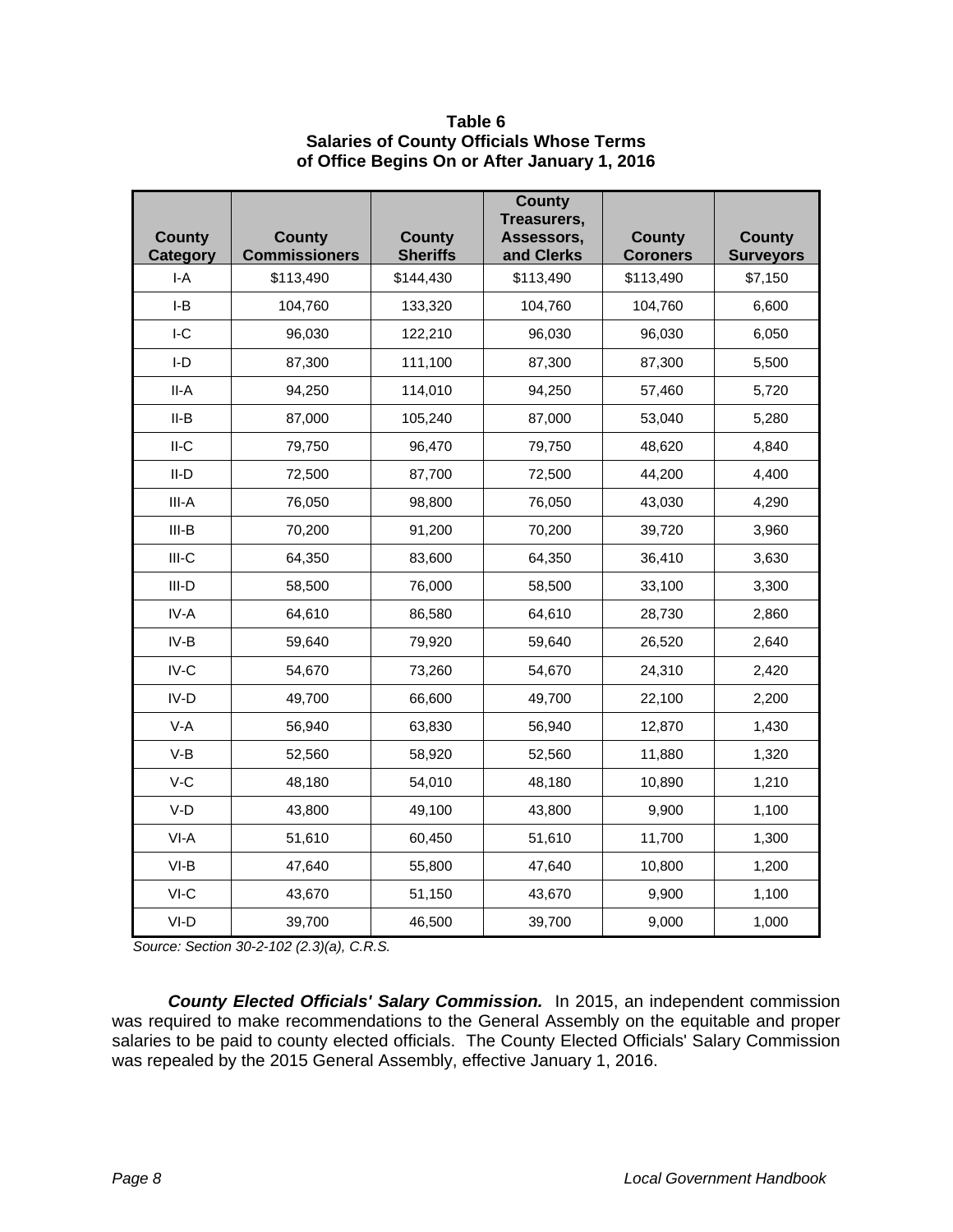**Table 6**
**Salaries of County Officials Whose Terms of Office Begins On or After January 1, 2016**

| County Category | County Commissioners | County Sheriffs | County Treasurers, Assessors, and Clerks | County Coroners | County Surveyors |
|---|---|---|---|---|---|
| I-A | $113,490 | $144,430 | $113,490 | $113,490 | $7,150 |
| I-B | 104,760 | 133,320 | 104,760 | 104,760 | 6,600 |
| I-C | 96,030 | 122,210 | 96,030 | 96,030 | 6,050 |
| I-D | 87,300 | 111,100 | 87,300 | 87,300 | 5,500 |
| II-A | 94,250 | 114,010 | 94,250 | 57,460 | 5,720 |
| II-B | 87,000 | 105,240 | 87,000 | 53,040 | 5,280 |
| II-C | 79,750 | 96,470 | 79,750 | 48,620 | 4,840 |
| II-D | 72,500 | 87,700 | 72,500 | 44,200 | 4,400 |
| III-A | 76,050 | 98,800 | 76,050 | 43,030 | 4,290 |
| III-B | 70,200 | 91,200 | 70,200 | 39,720 | 3,960 |
| III-C | 64,350 | 83,600 | 64,350 | 36,410 | 3,630 |
| III-D | 58,500 | 76,000 | 58,500 | 33,100 | 3,300 |
| IV-A | 64,610 | 86,580 | 64,610 | 28,730 | 2,860 |
| IV-B | 59,640 | 79,920 | 59,640 | 26,520 | 2,640 |
| IV-C | 54,670 | 73,260 | 54,670 | 24,310 | 2,420 |
| IV-D | 49,700 | 66,600 | 49,700 | 22,100 | 2,200 |
| V-A | 56,940 | 63,830 | 56,940 | 12,870 | 1,430 |
| V-B | 52,560 | 58,920 | 52,560 | 11,880 | 1,320 |
| V-C | 48,180 | 54,010 | 48,180 | 10,890 | 1,210 |
| V-D | 43,800 | 49,100 | 43,800 | 9,900 | 1,100 |
| VI-A | 51,610 | 60,450 | 51,610 | 11,700 | 1,300 |
| VI-B | 47,640 | 55,800 | 47,640 | 10,800 | 1,200 |
| VI-C | 43,670 | 51,150 | 43,670 | 9,900 | 1,100 |
| VI-D | 39,700 | 46,500 | 39,700 | 9,000 | 1,000 |

*Source: Section 30-2-102 (2.3)(a), C.R.S.*

***County Elected Officials' Salary Commission.*** In 2015, an independent commission was required to make recommendations to the General Assembly on the equitable and proper salaries to be paid to county elected officials. The County Elected Officials' Salary Commission was repealed by the 2015 General Assembly, effective January 1, 2016.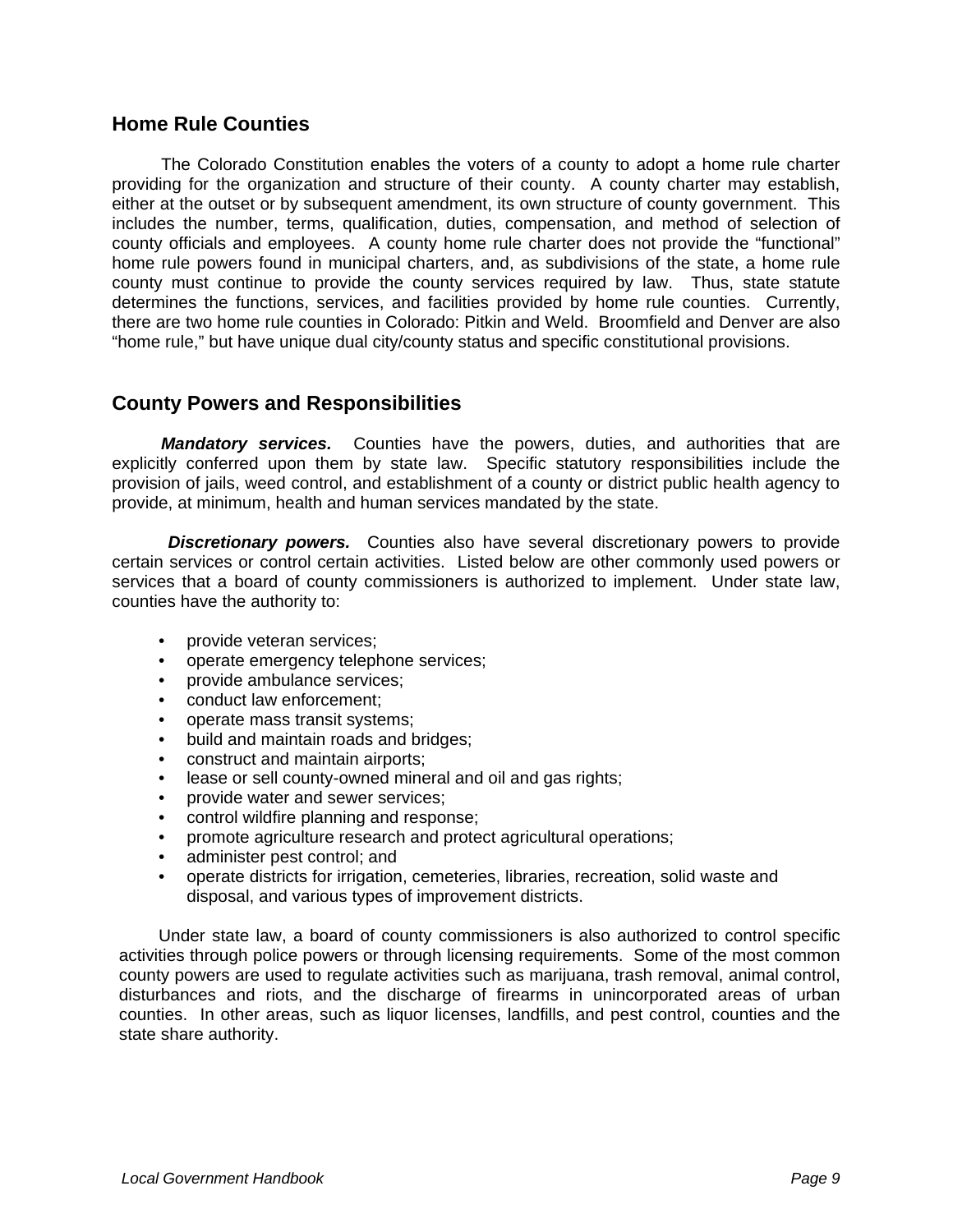## Home Rule Counties

The Colorado Constitution enables the voters of a county to adopt a home rule charter providing for the organization and structure of their county. A county charter may establish, either at the outset or by subsequent amendment, its own structure of county government. This includes the number, terms, qualification, duties, compensation, and method of selection of county officials and employees. A county home rule charter does not provide the "functional" home rule powers found in municipal charters, and, as subdivisions of the state, a home rule county must continue to provide the county services required by law. Thus, state statute determines the functions, services, and facilities provided by home rule counties. Currently, there are two home rule counties in Colorado: Pitkin and Weld. Broomfield and Denver are also "home rule," but have unique dual city/county status and specific constitutional provisions.

## County Powers and Responsibilities

***Mandatory services.*** Counties have the powers, duties, and authorities that are explicitly conferred upon them by state law. Specific statutory responsibilities include the provision of jails, weed control, and establishment of a county or district public health agency to provide, at minimum, health and human services mandated by the state.

***Discretionary powers.*** Counties also have several discretionary powers to provide certain services or control certain activities. Listed below are other commonly used powers or services that a board of county commissioners is authorized to implement. Under state law, counties have the authority to:

- provide veteran services;
- operate emergency telephone services;
- provide ambulance services;
- conduct law enforcement;
- operate mass transit systems;
- build and maintain roads and bridges;
- construct and maintain airports;
- lease or sell county-owned mineral and oil and gas rights;
- provide water and sewer services;
- control wildfire planning and response;
- promote agriculture research and protect agricultural operations;
- administer pest control; and
- operate districts for irrigation, cemeteries, libraries, recreation, solid waste and disposal, and various types of improvement districts.

Under state law, a board of county commissioners is also authorized to control specific activities through police powers or through licensing requirements. Some of the most common county powers are used to regulate activities such as marijuana, trash removal, animal control, disturbances and riots, and the discharge of firearms in unincorporated areas of urban counties. In other areas, such as liquor licenses, landfills, and pest control, counties and the state share authority.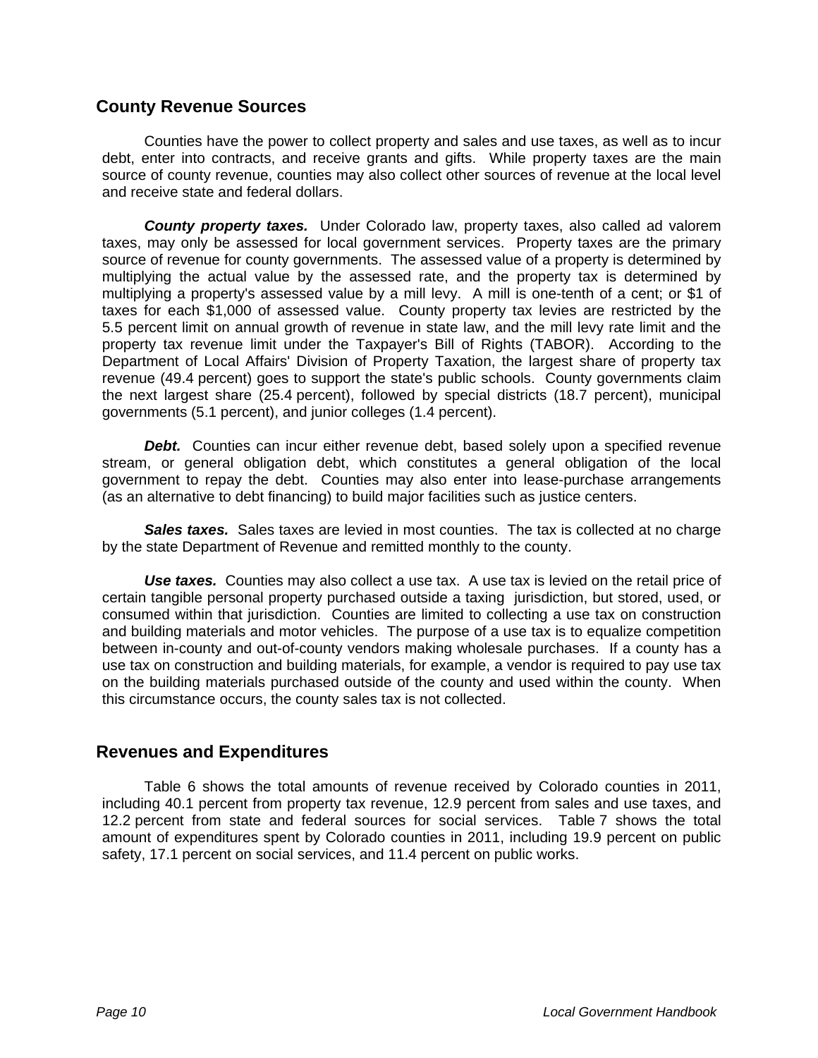## County Revenue Sources

Counties have the power to collect property and sales and use taxes, as well as to incur debt, enter into contracts, and receive grants and gifts. While property taxes are the main source of county revenue, counties may also collect other sources of revenue at the local level and receive state and federal dollars.

***County property taxes.*** Under Colorado law, property taxes, also called ad valorem taxes, may only be assessed for local government services. Property taxes are the primary source of revenue for county governments. The assessed value of a property is determined by multiplying the actual value by the assessed rate, and the property tax is determined by multiplying a property's assessed value by a mill levy. A mill is one-tenth of a cent; or $1 of taxes for each $1,000 of assessed value. County property tax levies are restricted by the 5.5 percent limit on annual growth of revenue in state law, and the mill levy rate limit and the property tax revenue limit under the Taxpayer's Bill of Rights (TABOR). According to the Department of Local Affairs' Division of Property Taxation, the largest share of property tax revenue (49.4 percent) goes to support the state's public schools. County governments claim the next largest share (25.4 percent), followed by special districts (18.7 percent), municipal governments (5.1 percent), and junior colleges (1.4 percent).

***Debt.*** Counties can incur either revenue debt, based solely upon a specified revenue stream, or general obligation debt, which constitutes a general obligation of the local government to repay the debt. Counties may also enter into lease-purchase arrangements (as an alternative to debt financing) to build major facilities such as justice centers.

***Sales taxes.*** Sales taxes are levied in most counties. The tax is collected at no charge by the state Department of Revenue and remitted monthly to the county.

***Use taxes.*** Counties may also collect a use tax. A use tax is levied on the retail price of certain tangible personal property purchased outside a taxing jurisdiction, but stored, used, or consumed within that jurisdiction. Counties are limited to collecting a use tax on construction and building materials and motor vehicles. The purpose of a use tax is to equalize competition between in-county and out-of-county vendors making wholesale purchases. If a county has a use tax on construction and building materials, for example, a vendor is required to pay use tax on the building materials purchased outside of the county and used within the county. When this circumstance occurs, the county sales tax is not collected.

## Revenues and Expenditures

Table 6 shows the total amounts of revenue received by Colorado counties in 2011, including 40.1 percent from property tax revenue, 12.9 percent from sales and use taxes, and 12.2 percent from state and federal sources for social services. Table 7 shows the total amount of expenditures spent by Colorado counties in 2011, including 19.9 percent on public safety, 17.1 percent on social services, and 11.4 percent on public works.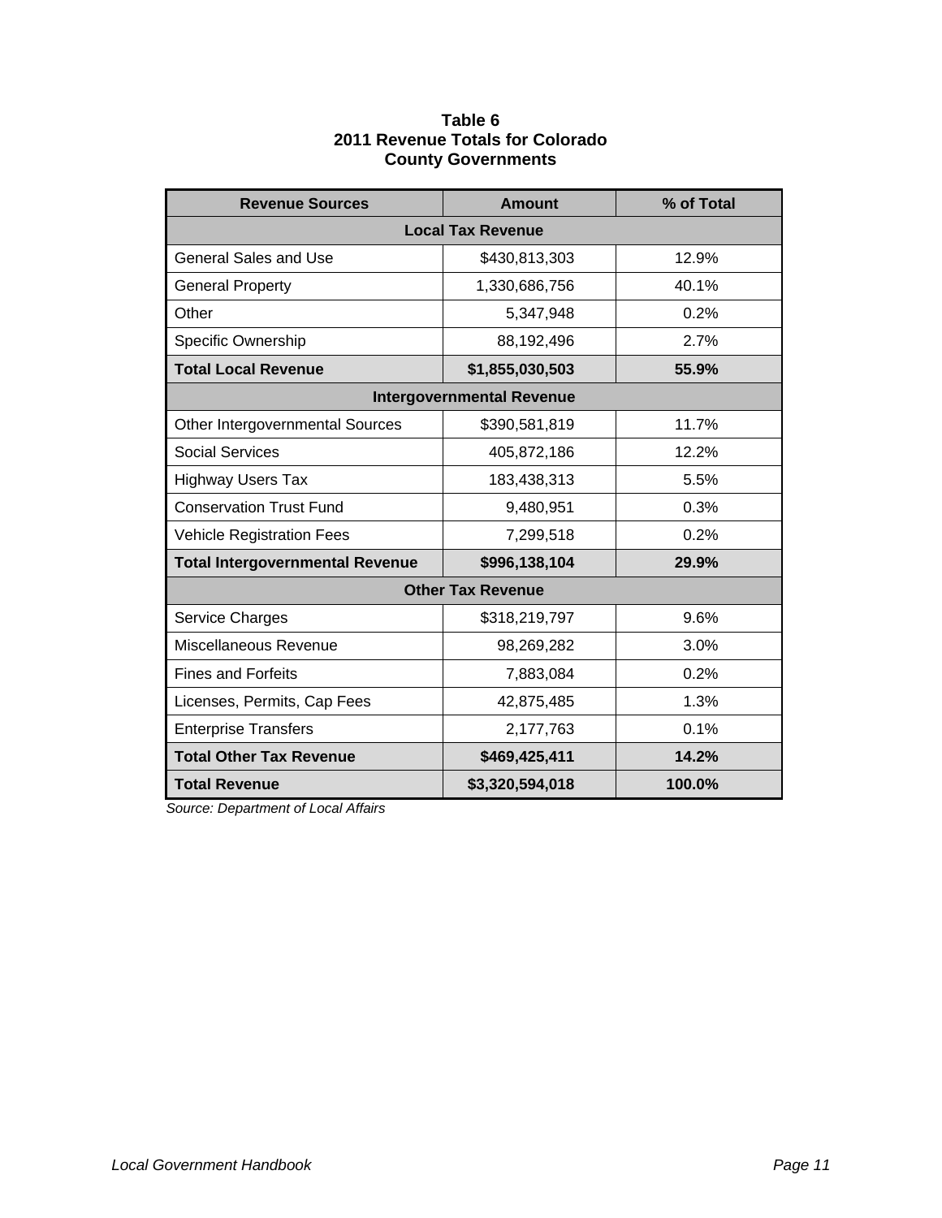**Table 6**
**2011 Revenue Totals for Colorado County Governments**

| Revenue Sources | Amount | % of Total |
|---|---|---|
| **Local Tax Revenue** | | |
| General Sales and Use | $430,813,303 | 12.9% |
| General Property | 1,330,686,756 | 40.1% |
| Other | 5,347,948 | 0.2% |
| Specific Ownership | 88,192,496 | 2.7% |
| **Total Local Revenue** | **$1,855,030,503** | **55.9%** |
| **Intergovernmental Revenue** | | |
| Other Intergovernmental Sources | $390,581,819 | 11.7% |
| Social Services | 405,872,186 | 12.2% |
| Highway Users Tax | 183,438,313 | 5.5% |
| Conservation Trust Fund | 9,480,951 | 0.3% |
| Vehicle Registration Fees | 7,299,518 | 0.2% |
| **Total Intergovernmental Revenue** | **$996,138,104** | **29.9%** |
| **Other Tax Revenue** | | |
| Service Charges | $318,219,797 | 9.6% |
| Miscellaneous Revenue | 98,269,282 | 3.0% |
| Fines and Forfeits | 7,883,084 | 0.2% |
| Licenses, Permits, Cap Fees | 42,875,485 | 1.3% |
| Enterprise Transfers | 2,177,763 | 0.1% |
| **Total Other Tax Revenue** | **$469,425,411** | **14.2%** |
| **Total Revenue** | **$3,320,594,018** | **100.0%** |

*Source: Department of Local Affairs*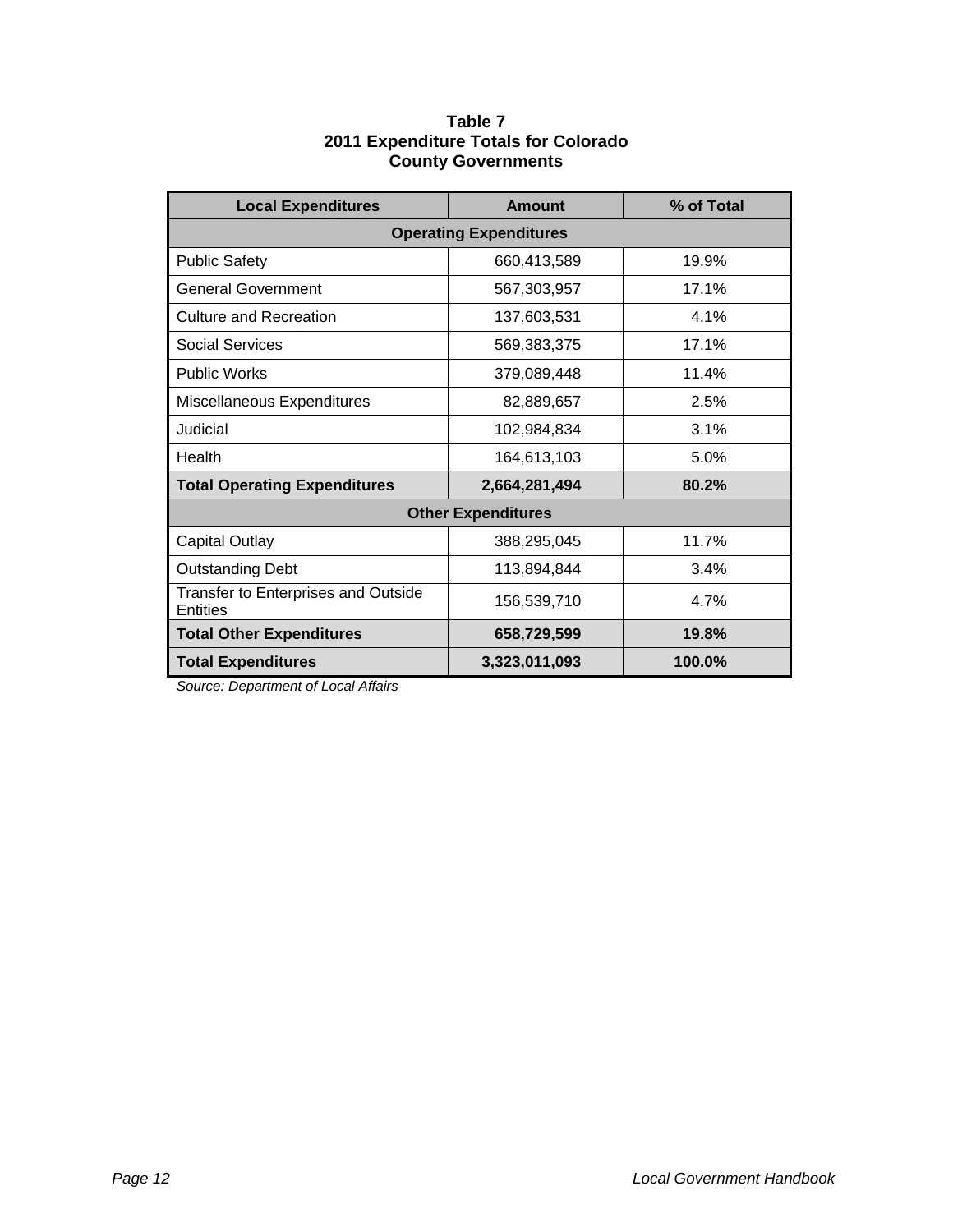**Table 7**
**2011 Expenditure Totals for Colorado County Governments**

| Local Expenditures | Amount | % of Total |
|---|---|---|
| **Operating Expenditures** | | |
| Public Safety | 660,413,589 | 19.9% |
| General Government | 567,303,957 | 17.1% |
| Culture and Recreation | 137,603,531 | 4.1% |
| Social Services | 569,383,375 | 17.1% |
| Public Works | 379,089,448 | 11.4% |
| Miscellaneous Expenditures | 82,889,657 | 2.5% |
| Judicial | 102,984,834 | 3.1% |
| Health | 164,613,103 | 5.0% |
| **Total Operating Expenditures** | **2,664,281,494** | **80.2%** |
| **Other Expenditures** | | |
| Capital Outlay | 388,295,045 | 11.7% |
| Outstanding Debt | 113,894,844 | 3.4% |
| Transfer to Enterprises and Outside Entities | 156,539,710 | 4.7% |
| **Total Other Expenditures** | **658,729,599** | **19.8%** |
| **Total Expenditures** | **3,323,011,093** | **100.0%** |

*Source: Department of Local Affairs*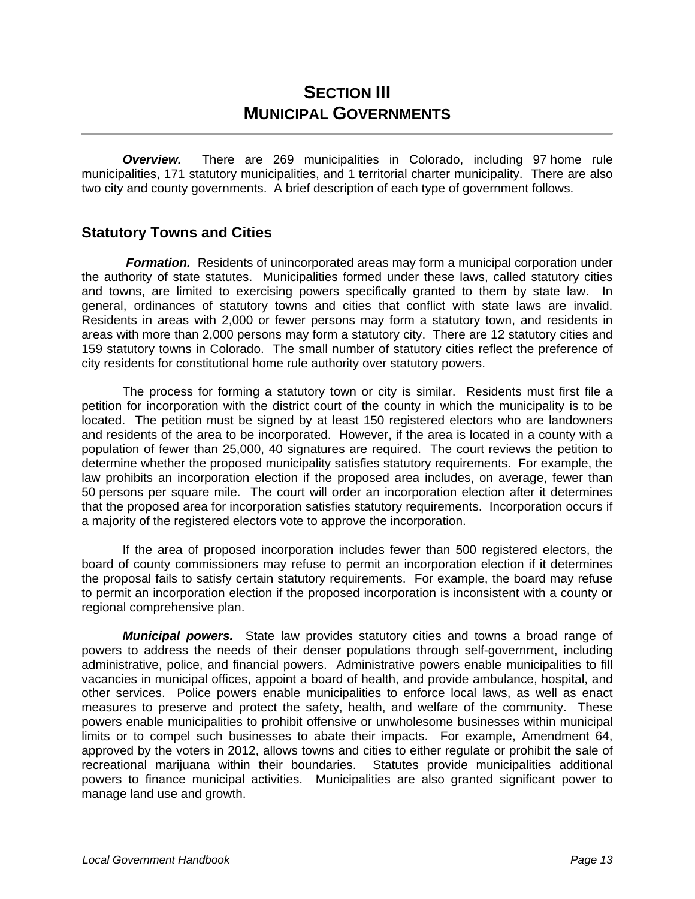# SECTION III
# MUNICIPAL GOVERNMENTS

***Overview.*** There are 269 municipalities in Colorado, including 97 home rule municipalities, 171 statutory municipalities, and 1 territorial charter municipality. There are also two city and county governments. A brief description of each type of government follows.

## Statutory Towns and Cities

***Formation.*** Residents of unincorporated areas may form a municipal corporation under the authority of state statutes. Municipalities formed under these laws, called statutory cities and towns, are limited to exercising powers specifically granted to them by state law. In general, ordinances of statutory towns and cities that conflict with state laws are invalid. Residents in areas with 2,000 or fewer persons may form a statutory town, and residents in areas with more than 2,000 persons may form a statutory city. There are 12 statutory cities and 159 statutory towns in Colorado. The small number of statutory cities reflect the preference of city residents for constitutional home rule authority over statutory powers.

The process for forming a statutory town or city is similar. Residents must first file a petition for incorporation with the district court of the county in which the municipality is to be located. The petition must be signed by at least 150 registered electors who are landowners and residents of the area to be incorporated. However, if the area is located in a county with a population of fewer than 25,000, 40 signatures are required. The court reviews the petition to determine whether the proposed municipality satisfies statutory requirements. For example, the law prohibits an incorporation election if the proposed area includes, on average, fewer than 50 persons per square mile. The court will order an incorporation election after it determines that the proposed area for incorporation satisfies statutory requirements. Incorporation occurs if a majority of the registered electors vote to approve the incorporation.

If the area of proposed incorporation includes fewer than 500 registered electors, the board of county commissioners may refuse to permit an incorporation election if it determines the proposal fails to satisfy certain statutory requirements. For example, the board may refuse to permit an incorporation election if the proposed incorporation is inconsistent with a county or regional comprehensive plan.

***Municipal powers.*** State law provides statutory cities and towns a broad range of powers to address the needs of their denser populations through self-government, including administrative, police, and financial powers. Administrative powers enable municipalities to fill vacancies in municipal offices, appoint a board of health, and provide ambulance, hospital, and other services. Police powers enable municipalities to enforce local laws, as well as enact measures to preserve and protect the safety, health, and welfare of the community. These powers enable municipalities to prohibit offensive or unwholesome businesses within municipal limits or to compel such businesses to abate their impacts. For example, Amendment 64, approved by the voters in 2012, allows towns and cities to either regulate or prohibit the sale of recreational marijuana within their boundaries. Statutes provide municipalities additional powers to finance municipal activities. Municipalities are also granted significant power to manage land use and growth.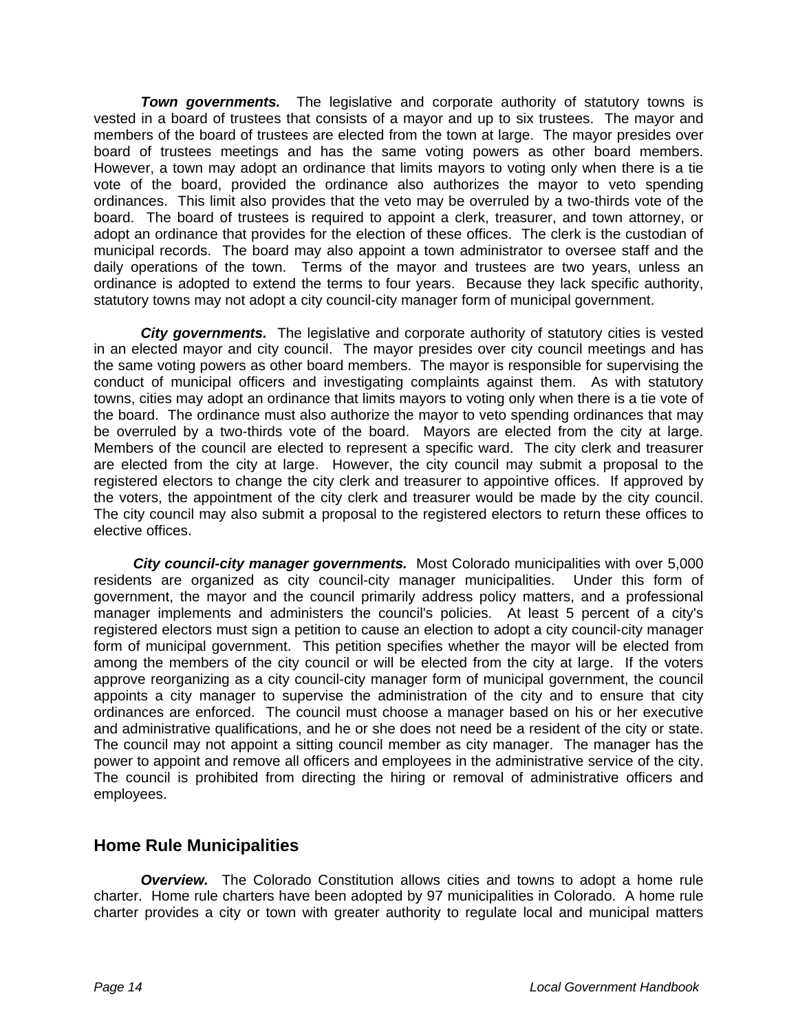***Town governments.*** The legislative and corporate authority of statutory towns is vested in a board of trustees that consists of a mayor and up to six trustees. The mayor and members of the board of trustees are elected from the town at large. The mayor presides over board of trustees meetings and has the same voting powers as other board members. However, a town may adopt an ordinance that limits mayors to voting only when there is a tie vote of the board, provided the ordinance also authorizes the mayor to veto spending ordinances. This limit also provides that the veto may be overruled by a two-thirds vote of the board. The board of trustees is required to appoint a clerk, treasurer, and town attorney, or adopt an ordinance that provides for the election of these offices. The clerk is the custodian of municipal records. The board may also appoint a town administrator to oversee staff and the daily operations of the town. Terms of the mayor and trustees are two years, unless an ordinance is adopted to extend the terms to four years. Because they lack specific authority, statutory towns may not adopt a city council-city manager form of municipal government.

***City governments.*** The legislative and corporate authority of statutory cities is vested in an elected mayor and city council. The mayor presides over city council meetings and has the same voting powers as other board members. The mayor is responsible for supervising the conduct of municipal officers and investigating complaints against them. As with statutory towns, cities may adopt an ordinance that limits mayors to voting only when there is a tie vote of the board. The ordinance must also authorize the mayor to veto spending ordinances that may be overruled by a two-thirds vote of the board. Mayors are elected from the city at large. Members of the council are elected to represent a specific ward. The city clerk and treasurer are elected from the city at large. However, the city council may submit a proposal to the registered electors to change the city clerk and treasurer to appointive offices. If approved by the voters, the appointment of the city clerk and treasurer would be made by the city council. The city council may also submit a proposal to the registered electors to return these offices to elective offices.

***City council-city manager governments.*** Most Colorado municipalities with over 5,000 residents are organized as city council-city manager municipalities. Under this form of government, the mayor and the council primarily address policy matters, and a professional manager implements and administers the council's policies. At least 5 percent of a city's registered electors must sign a petition to cause an election to adopt a city council-city manager form of municipal government. This petition specifies whether the mayor will be elected from among the members of the city council or will be elected from the city at large. If the voters approve reorganizing as a city council-city manager form of municipal government, the council appoints a city manager to supervise the administration of the city and to ensure that city ordinances are enforced. The council must choose a manager based on his or her executive and administrative qualifications, and he or she does not need be a resident of the city or state. The council may not appoint a sitting council member as city manager. The manager has the power to appoint and remove all officers and employees in the administrative service of the city. The council is prohibited from directing the hiring or removal of administrative officers and employees.

## Home Rule Municipalities

***Overview.*** The Colorado Constitution allows cities and towns to adopt a home rule charter. Home rule charters have been adopted by 97 municipalities in Colorado. A home rule charter provides a city or town with greater authority to regulate local and municipal matters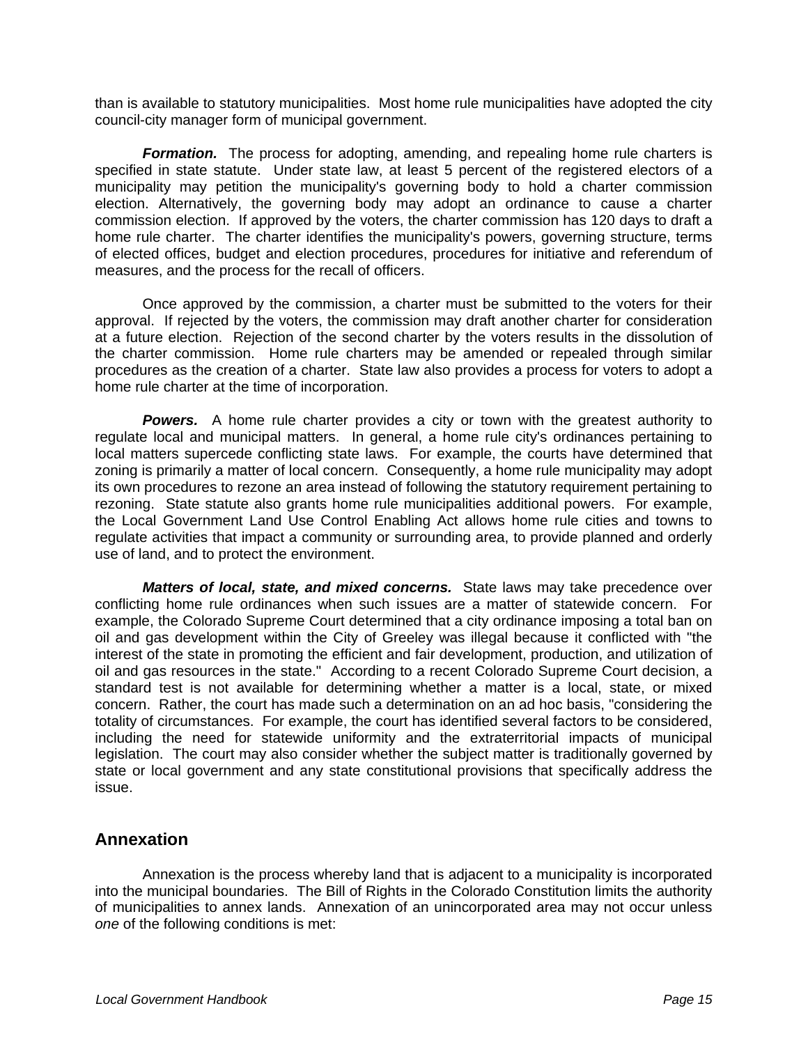than is available to statutory municipalities. Most home rule municipalities have adopted the city council-city manager form of municipal government.

***Formation.*** The process for adopting, amending, and repealing home rule charters is specified in state statute. Under state law, at least 5 percent of the registered electors of a municipality may petition the municipality's governing body to hold a charter commission election. Alternatively, the governing body may adopt an ordinance to cause a charter commission election. If approved by the voters, the charter commission has 120 days to draft a home rule charter. The charter identifies the municipality's powers, governing structure, terms of elected offices, budget and election procedures, procedures for initiative and referendum of measures, and the process for the recall of officers.

Once approved by the commission, a charter must be submitted to the voters for their approval. If rejected by the voters, the commission may draft another charter for consideration at a future election. Rejection of the second charter by the voters results in the dissolution of the charter commission. Home rule charters may be amended or repealed through similar procedures as the creation of a charter. State law also provides a process for voters to adopt a home rule charter at the time of incorporation.

***Powers.*** A home rule charter provides a city or town with the greatest authority to regulate local and municipal matters. In general, a home rule city's ordinances pertaining to local matters supercede conflicting state laws. For example, the courts have determined that zoning is primarily a matter of local concern. Consequently, a home rule municipality may adopt its own procedures to rezone an area instead of following the statutory requirement pertaining to rezoning. State statute also grants home rule municipalities additional powers. For example, the Local Government Land Use Control Enabling Act allows home rule cities and towns to regulate activities that impact a community or surrounding area, to provide planned and orderly use of land, and to protect the environment.

***Matters of local, state, and mixed concerns.*** State laws may take precedence over conflicting home rule ordinances when such issues are a matter of statewide concern. For example, the Colorado Supreme Court determined that a city ordinance imposing a total ban on oil and gas development within the City of Greeley was illegal because it conflicted with "the interest of the state in promoting the efficient and fair development, production, and utilization of oil and gas resources in the state." According to a recent Colorado Supreme Court decision, a standard test is not available for determining whether a matter is a local, state, or mixed concern. Rather, the court has made such a determination on an ad hoc basis, "considering the totality of circumstances. For example, the court has identified several factors to be considered, including the need for statewide uniformity and the extraterritorial impacts of municipal legislation. The court may also consider whether the subject matter is traditionally governed by state or local government and any state constitutional provisions that specifically address the issue.

## Annexation

Annexation is the process whereby land that is adjacent to a municipality is incorporated into the municipal boundaries. The Bill of Rights in the Colorado Constitution limits the authority of municipalities to annex lands. Annexation of an unincorporated area may not occur unless *one* of the following conditions is met: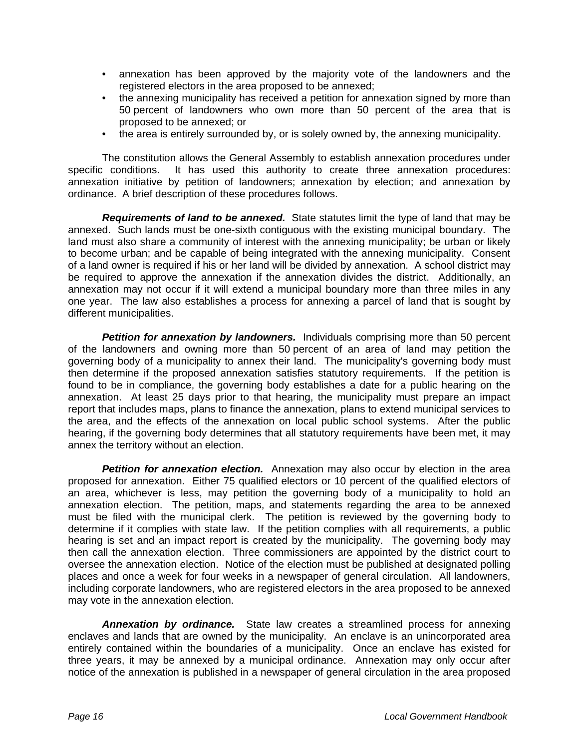- annexation has been approved by the majority vote of the landowners and the registered electors in the area proposed to be annexed;
- the annexing municipality has received a petition for annexation signed by more than 50 percent of landowners who own more than 50 percent of the area that is proposed to be annexed; or
- the area is entirely surrounded by, or is solely owned by, the annexing municipality.

The constitution allows the General Assembly to establish annexation procedures under specific conditions. It has used this authority to create three annexation procedures: annexation initiative by petition of landowners; annexation by election; and annexation by ordinance. A brief description of these procedures follows.

***Requirements of land to be annexed.*** State statutes limit the type of land that may be annexed. Such lands must be one-sixth contiguous with the existing municipal boundary. The land must also share a community of interest with the annexing municipality; be urban or likely to become urban; and be capable of being integrated with the annexing municipality. Consent of a land owner is required if his or her land will be divided by annexation. A school district may be required to approve the annexation if the annexation divides the district. Additionally, an annexation may not occur if it will extend a municipal boundary more than three miles in any one year. The law also establishes a process for annexing a parcel of land that is sought by different municipalities.

***Petition for annexation by landowners.*** Individuals comprising more than 50 percent of the landowners and owning more than 50 percent of an area of land may petition the governing body of a municipality to annex their land. The municipality's governing body must then determine if the proposed annexation satisfies statutory requirements. If the petition is found to be in compliance, the governing body establishes a date for a public hearing on the annexation. At least 25 days prior to that hearing, the municipality must prepare an impact report that includes maps, plans to finance the annexation, plans to extend municipal services to the area, and the effects of the annexation on local public school systems. After the public hearing, if the governing body determines that all statutory requirements have been met, it may annex the territory without an election.

***Petition for annexation election.*** Annexation may also occur by election in the area proposed for annexation. Either 75 qualified electors or 10 percent of the qualified electors of an area, whichever is less, may petition the governing body of a municipality to hold an annexation election. The petition, maps, and statements regarding the area to be annexed must be filed with the municipal clerk. The petition is reviewed by the governing body to determine if it complies with state law. If the petition complies with all requirements, a public hearing is set and an impact report is created by the municipality. The governing body may then call the annexation election. Three commissioners are appointed by the district court to oversee the annexation election. Notice of the election must be published at designated polling places and once a week for four weeks in a newspaper of general circulation. All landowners, including corporate landowners, who are registered electors in the area proposed to be annexed may vote in the annexation election.

***Annexation by ordinance.*** State law creates a streamlined process for annexing enclaves and lands that are owned by the municipality. An enclave is an unincorporated area entirely contained within the boundaries of a municipality. Once an enclave has existed for three years, it may be annexed by a municipal ordinance. Annexation may only occur after notice of the annexation is published in a newspaper of general circulation in the area proposed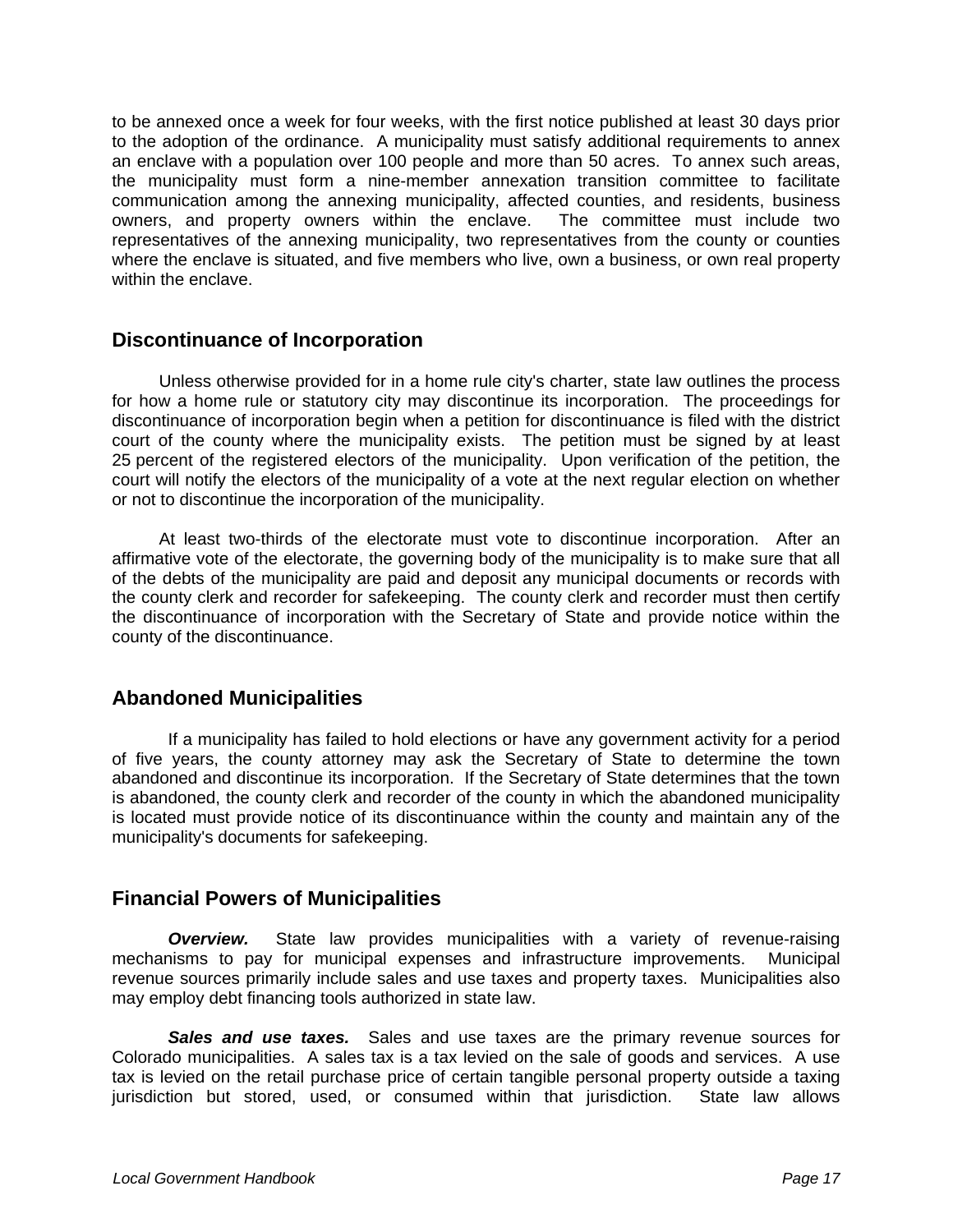to be annexed once a week for four weeks, with the first notice published at least 30 days prior to the adoption of the ordinance. A municipality must satisfy additional requirements to annex an enclave with a population over 100 people and more than 50 acres. To annex such areas, the municipality must form a nine-member annexation transition committee to facilitate communication among the annexing municipality, affected counties, and residents, business owners, and property owners within the enclave. The committee must include two representatives of the annexing municipality, two representatives from the county or counties where the enclave is situated, and five members who live, own a business, or own real property within the enclave.

## Discontinuance of Incorporation

Unless otherwise provided for in a home rule city's charter, state law outlines the process for how a home rule or statutory city may discontinue its incorporation. The proceedings for discontinuance of incorporation begin when a petition for discontinuance is filed with the district court of the county where the municipality exists. The petition must be signed by at least 25 percent of the registered electors of the municipality. Upon verification of the petition, the court will notify the electors of the municipality of a vote at the next regular election on whether or not to discontinue the incorporation of the municipality.

At least two-thirds of the electorate must vote to discontinue incorporation. After an affirmative vote of the electorate, the governing body of the municipality is to make sure that all of the debts of the municipality are paid and deposit any municipal documents or records with the county clerk and recorder for safekeeping. The county clerk and recorder must then certify the discontinuance of incorporation with the Secretary of State and provide notice within the county of the discontinuance.

## Abandoned Municipalities

If a municipality has failed to hold elections or have any government activity for a period of five years, the county attorney may ask the Secretary of State to determine the town abandoned and discontinue its incorporation. If the Secretary of State determines that the town is abandoned, the county clerk and recorder of the county in which the abandoned municipality is located must provide notice of its discontinuance within the county and maintain any of the municipality's documents for safekeeping.

## Financial Powers of Municipalities

***Overview.*** State law provides municipalities with a variety of revenue-raising mechanisms to pay for municipal expenses and infrastructure improvements. Municipal revenue sources primarily include sales and use taxes and property taxes. Municipalities also may employ debt financing tools authorized in state law.

***Sales and use taxes.*** Sales and use taxes are the primary revenue sources for Colorado municipalities. A sales tax is a tax levied on the sale of goods and services. A use tax is levied on the retail purchase price of certain tangible personal property outside a taxing jurisdiction but stored, used, or consumed within that jurisdiction. State law allows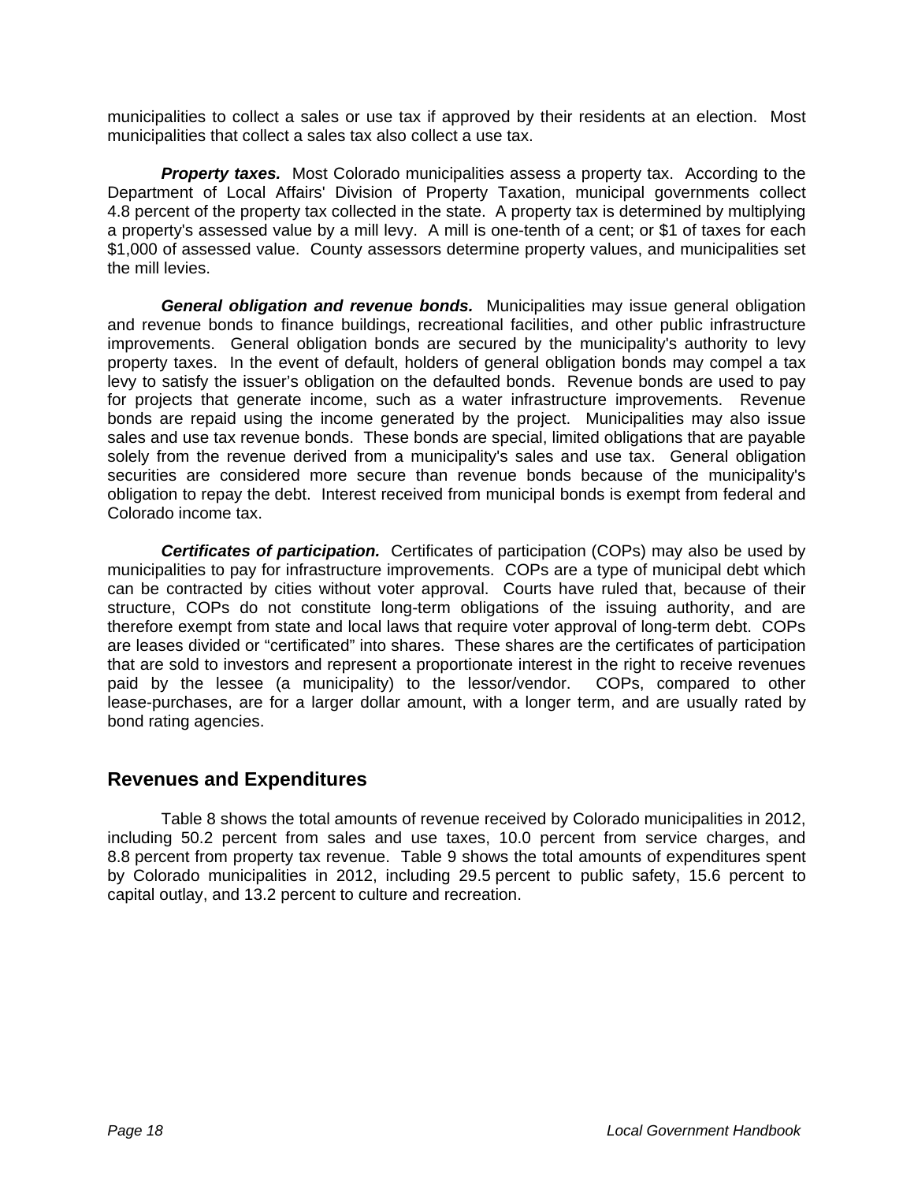municipalities to collect a sales or use tax if approved by their residents at an election. Most municipalities that collect a sales tax also collect a use tax.

***Property taxes.*** Most Colorado municipalities assess a property tax. According to the Department of Local Affairs' Division of Property Taxation, municipal governments collect 4.8 percent of the property tax collected in the state. A property tax is determined by multiplying a property's assessed value by a mill levy. A mill is one-tenth of a cent; or $1 of taxes for each $1,000 of assessed value. County assessors determine property values, and municipalities set the mill levies.

***General obligation and revenue bonds.*** Municipalities may issue general obligation and revenue bonds to finance buildings, recreational facilities, and other public infrastructure improvements. General obligation bonds are secured by the municipality's authority to levy property taxes. In the event of default, holders of general obligation bonds may compel a tax levy to satisfy the issuer's obligation on the defaulted bonds. Revenue bonds are used to pay for projects that generate income, such as a water infrastructure improvements. Revenue bonds are repaid using the income generated by the project. Municipalities may also issue sales and use tax revenue bonds. These bonds are special, limited obligations that are payable solely from the revenue derived from a municipality's sales and use tax. General obligation securities are considered more secure than revenue bonds because of the municipality's obligation to repay the debt. Interest received from municipal bonds is exempt from federal and Colorado income tax.

***Certificates of participation.*** Certificates of participation (COPs) may also be used by municipalities to pay for infrastructure improvements. COPs are a type of municipal debt which can be contracted by cities without voter approval. Courts have ruled that, because of their structure, COPs do not constitute long-term obligations of the issuing authority, and are therefore exempt from state and local laws that require voter approval of long-term debt. COPs are leases divided or "certificated" into shares. These shares are the certificates of participation that are sold to investors and represent a proportionate interest in the right to receive revenues paid by the lessee (a municipality) to the lessor/vendor. COPs, compared to other lease-purchases, are for a larger dollar amount, with a longer term, and are usually rated by bond rating agencies.

## Revenues and Expenditures

Table 8 shows the total amounts of revenue received by Colorado municipalities in 2012, including 50.2 percent from sales and use taxes, 10.0 percent from service charges, and 8.8 percent from property tax revenue. Table 9 shows the total amounts of expenditures spent by Colorado municipalities in 2012, including 29.5 percent to public safety, 15.6 percent to capital outlay, and 13.2 percent to culture and recreation.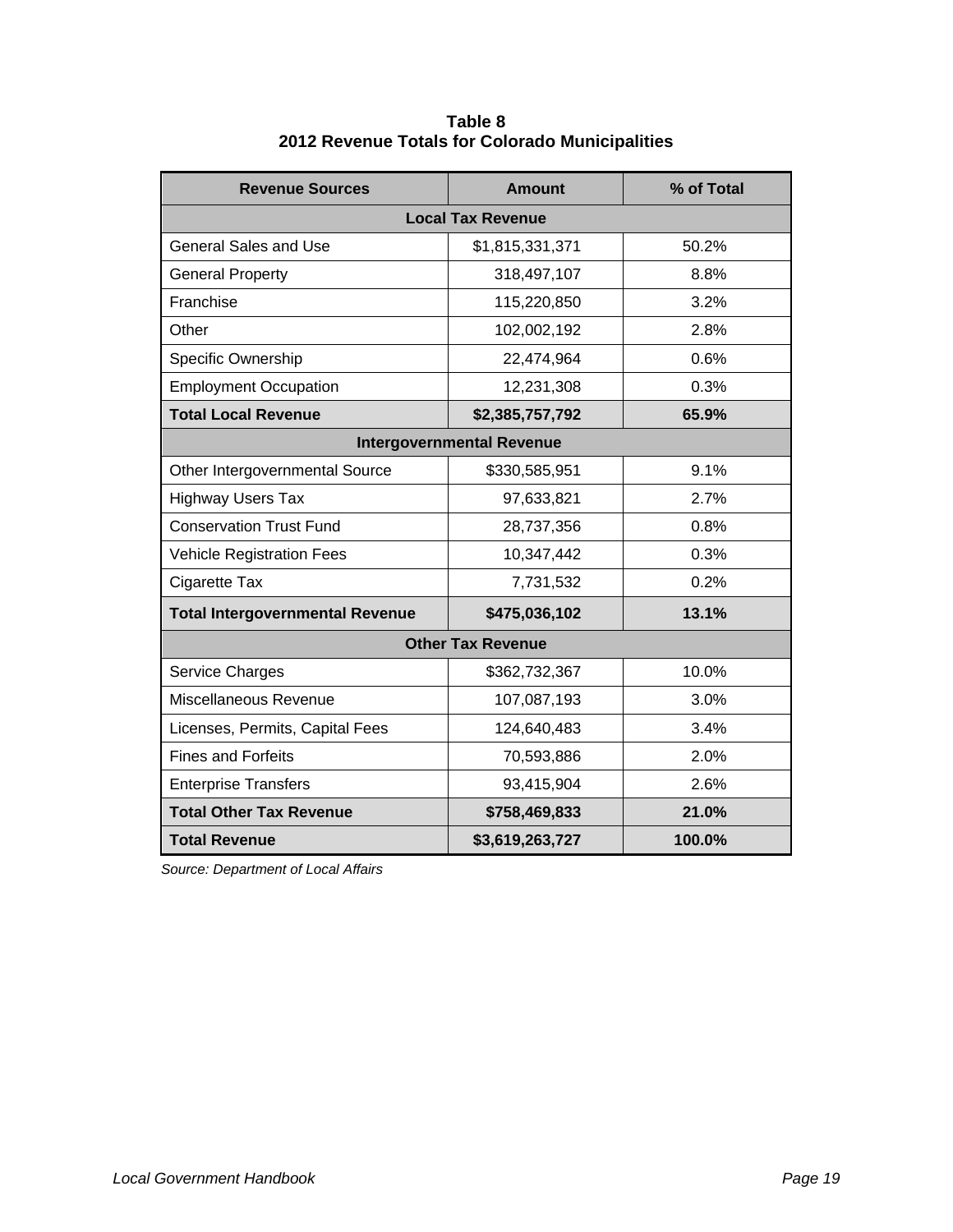**Table 8**
**2012 Revenue Totals for Colorado Municipalities**

| Revenue Sources | Amount | % of Total |
|---|---|---|
| **Local Tax Revenue** | | |
| General Sales and Use | $1,815,331,371 | 50.2% |
| General Property | 318,497,107 | 8.8% |
| Franchise | 115,220,850 | 3.2% |
| Other | 102,002,192 | 2.8% |
| Specific Ownership | 22,474,964 | 0.6% |
| Employment Occupation | 12,231,308 | 0.3% |
| **Total Local Revenue** | **$2,385,757,792** | **65.9%** |
| **Intergovernmental Revenue** | | |
| Other Intergovernmental Source | $330,585,951 | 9.1% |
| Highway Users Tax | 97,633,821 | 2.7% |
| Conservation Trust Fund | 28,737,356 | 0.8% |
| Vehicle Registration Fees | 10,347,442 | 0.3% |
| Cigarette Tax | 7,731,532 | 0.2% |
| **Total Intergovernmental Revenue** | **$475,036,102** | **13.1%** |
| **Other Tax Revenue** | | |
| Service Charges | $362,732,367 | 10.0% |
| Miscellaneous Revenue | 107,087,193 | 3.0% |
| Licenses, Permits, Capital Fees | 124,640,483 | 3.4% |
| Fines and Forfeits | 70,593,886 | 2.0% |
| Enterprise Transfers | 93,415,904 | 2.6% |
| **Total Other Tax Revenue** | **$758,469,833** | **21.0%** |
| **Total Revenue** | **$3,619,263,727** | **100.0%** |

*Source: Department of Local Affairs*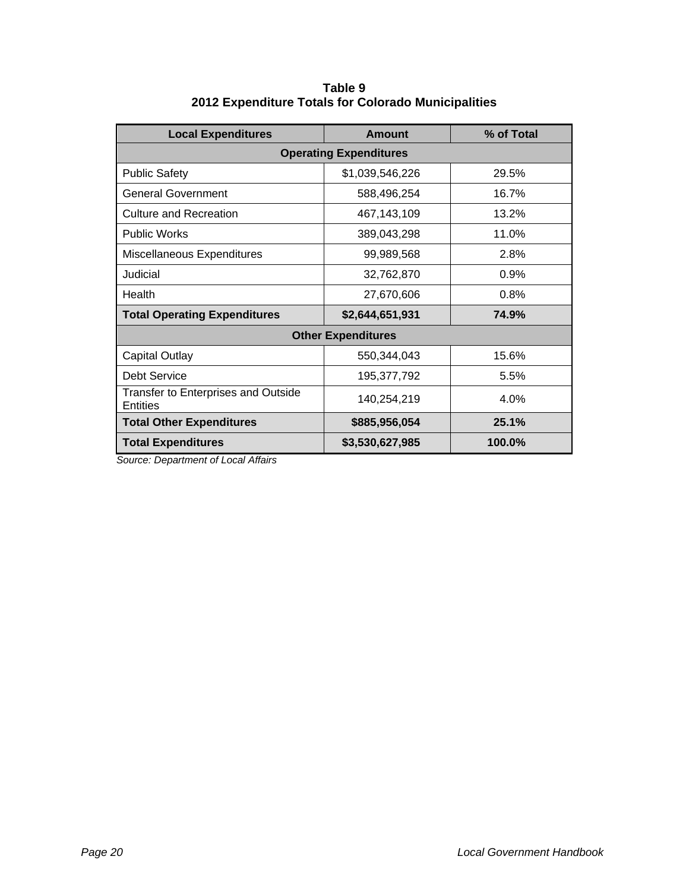**Table 9**
**2012 Expenditure Totals for Colorado Municipalities**

| Local Expenditures | Amount | % of Total |
|---|---|---|
| **Operating Expenditures** | | |
| Public Safety | $1,039,546,226 | 29.5% |
| General Government | 588,496,254 | 16.7% |
| Culture and Recreation | 467,143,109 | 13.2% |
| Public Works | 389,043,298 | 11.0% |
| Miscellaneous Expenditures | 99,989,568 | 2.8% |
| Judicial | 32,762,870 | 0.9% |
| Health | 27,670,606 | 0.8% |
| **Total Operating Expenditures** | **$2,644,651,931** | **74.9%** |
| **Other Expenditures** | | |
| Capital Outlay | 550,344,043 | 15.6% |
| Debt Service | 195,377,792 | 5.5% |
| Transfer to Enterprises and Outside Entities | 140,254,219 | 4.0% |
| **Total Other Expenditures** | **$885,956,054** | **25.1%** |
| **Total Expenditures** | **$3,530,627,985** | **100.0%** |

*Source: Department of Local Affairs*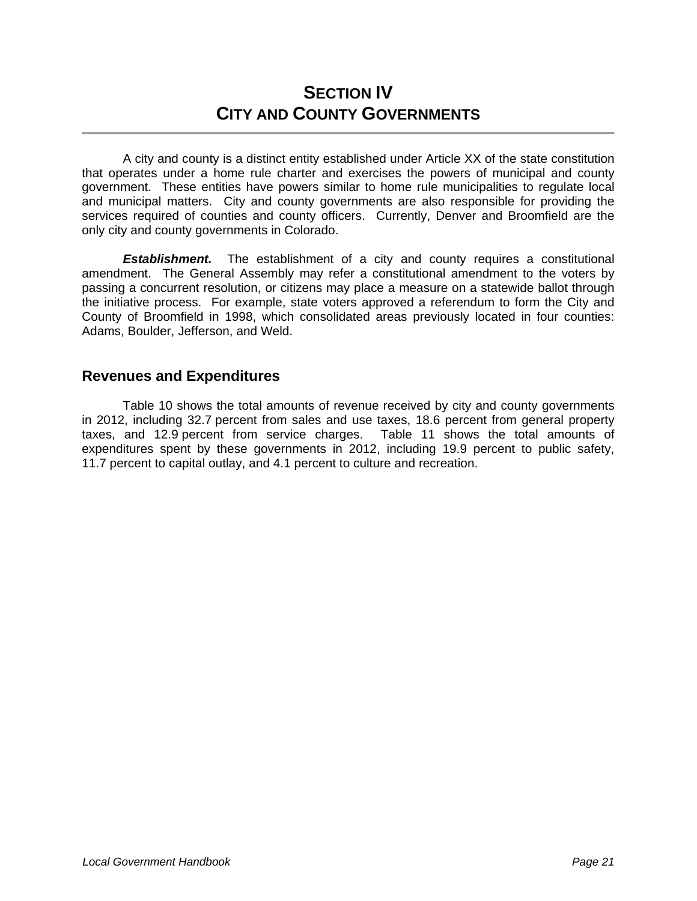# SECTION IV
# CITY AND COUNTY GOVERNMENTS

A city and county is a distinct entity established under Article XX of the state constitution that operates under a home rule charter and exercises the powers of municipal and county government. These entities have powers similar to home rule municipalities to regulate local and municipal matters. City and county governments are also responsible for providing the services required of counties and county officers. Currently, Denver and Broomfield are the only city and county governments in Colorado.

***Establishment.*** The establishment of a city and county requires a constitutional amendment. The General Assembly may refer a constitutional amendment to the voters by passing a concurrent resolution, or citizens may place a measure on a statewide ballot through the initiative process. For example, state voters approved a referendum to form the City and County of Broomfield in 1998, which consolidated areas previously located in four counties: Adams, Boulder, Jefferson, and Weld.

## Revenues and Expenditures

Table 10 shows the total amounts of revenue received by city and county governments in 2012, including 32.7 percent from sales and use taxes, 18.6 percent from general property taxes, and 12.9 percent from service charges. Table 11 shows the total amounts of expenditures spent by these governments in 2012, including 19.9 percent to public safety, 11.7 percent to capital outlay, and 4.1 percent to culture and recreation.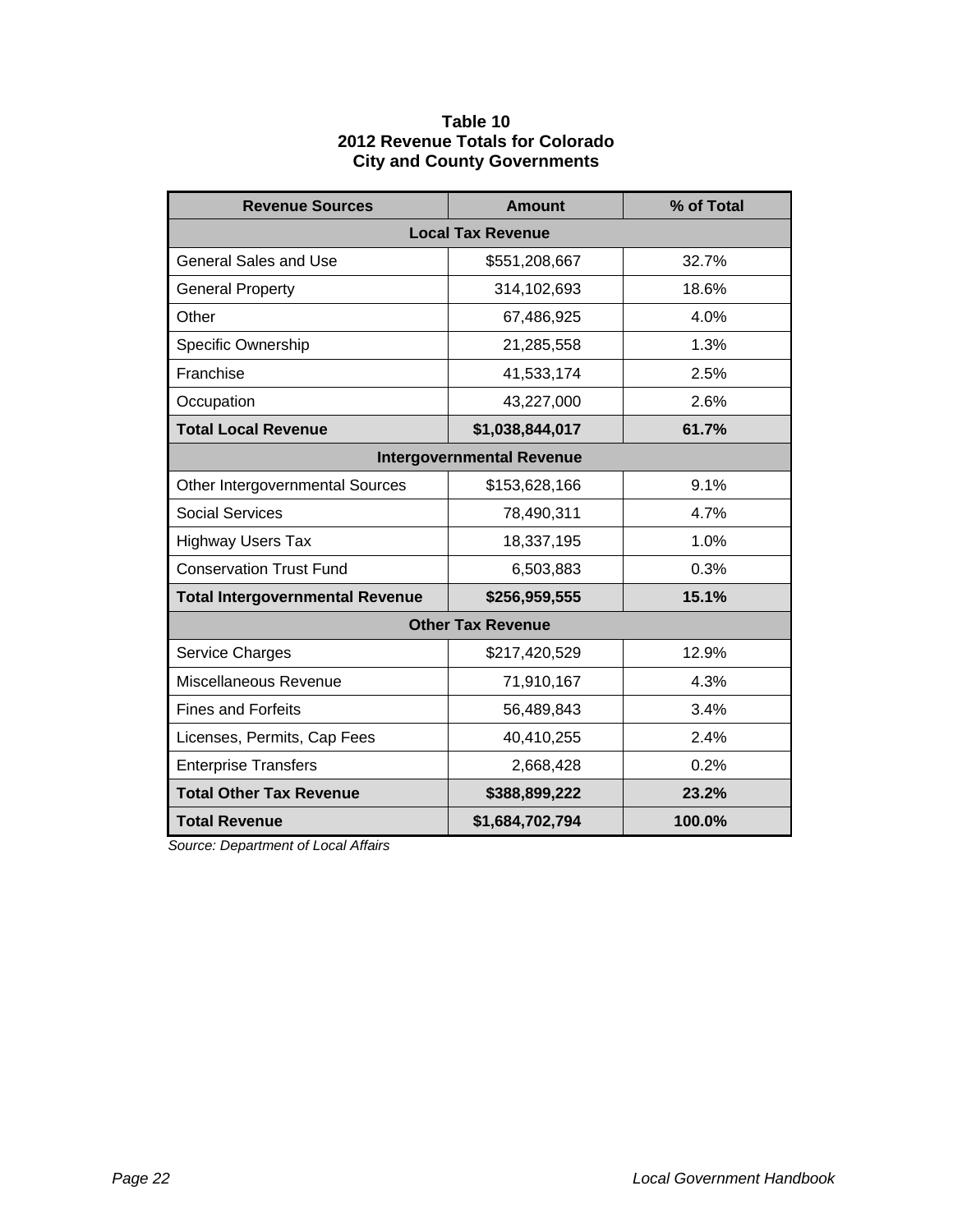**Table 10**
**2012 Revenue Totals for Colorado**
**City and County Governments**

| Revenue Sources | Amount | % of Total |
|---|---|---|
| **Local Tax Revenue** | | |
| General Sales and Use | $551,208,667 | 32.7% |
| General Property | 314,102,693 | 18.6% |
| Other | 67,486,925 | 4.0% |
| Specific Ownership | 21,285,558 | 1.3% |
| Franchise | 41,533,174 | 2.5% |
| Occupation | 43,227,000 | 2.6% |
| **Total Local Revenue** | **$1,038,844,017** | **61.7%** |
| **Intergovernmental Revenue** | | |
| Other Intergovernmental Sources | $153,628,166 | 9.1% |
| Social Services | 78,490,311 | 4.7% |
| Highway Users Tax | 18,337,195 | 1.0% |
| Conservation Trust Fund | 6,503,883 | 0.3% |
| **Total Intergovernmental Revenue** | **$256,959,555** | **15.1%** |
| **Other Tax Revenue** | | |
| Service Charges | $217,420,529 | 12.9% |
| Miscellaneous Revenue | 71,910,167 | 4.3% |
| Fines and Forfeits | 56,489,843 | 3.4% |
| Licenses, Permits, Cap Fees | 40,410,255 | 2.4% |
| Enterprise Transfers | 2,668,428 | 0.2% |
| **Total Other Tax Revenue** | **$388,899,222** | **23.2%** |
| **Total Revenue** | **$1,684,702,794** | **100.0%** |

*Source: Department of Local Affairs*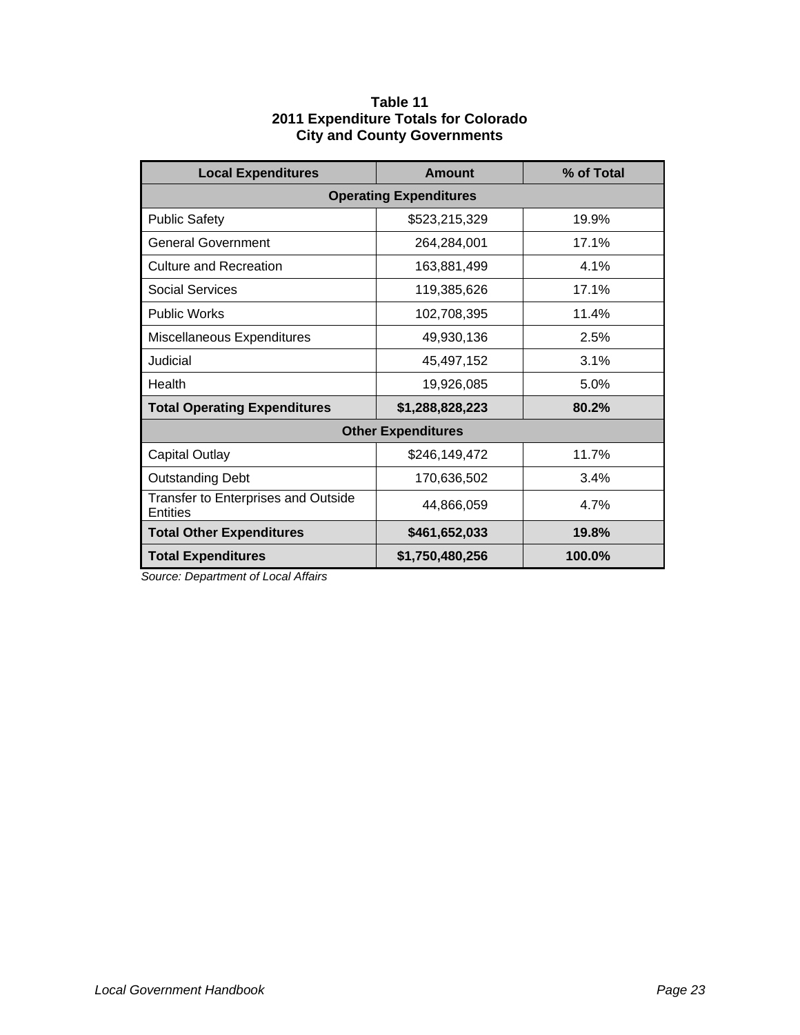**Table 11**
**2011 Expenditure Totals for Colorado**
**City and County Governments**

| Local Expenditures | Amount | % of Total |
|---|---|---|
| **Operating Expenditures** | | |
| Public Safety | $523,215,329 | 19.9% |
| General Government | 264,284,001 | 17.1% |
| Culture and Recreation | 163,881,499 | 4.1% |
| Social Services | 119,385,626 | 17.1% |
| Public Works | 102,708,395 | 11.4% |
| Miscellaneous Expenditures | 49,930,136 | 2.5% |
| Judicial | 45,497,152 | 3.1% |
| Health | 19,926,085 | 5.0% |
| **Total Operating Expenditures** | **$1,288,828,223** | **80.2%** |
| **Other Expenditures** | | |
| Capital Outlay | $246,149,472 | 11.7% |
| Outstanding Debt | 170,636,502 | 3.4% |
| Transfer to Enterprises and Outside Entities | 44,866,059 | 4.7% |
| **Total Other Expenditures** | **$461,652,033** | **19.8%** |
| **Total Expenditures** | **$1,750,480,256** | **100.0%** |

*Source: Department of Local Affairs*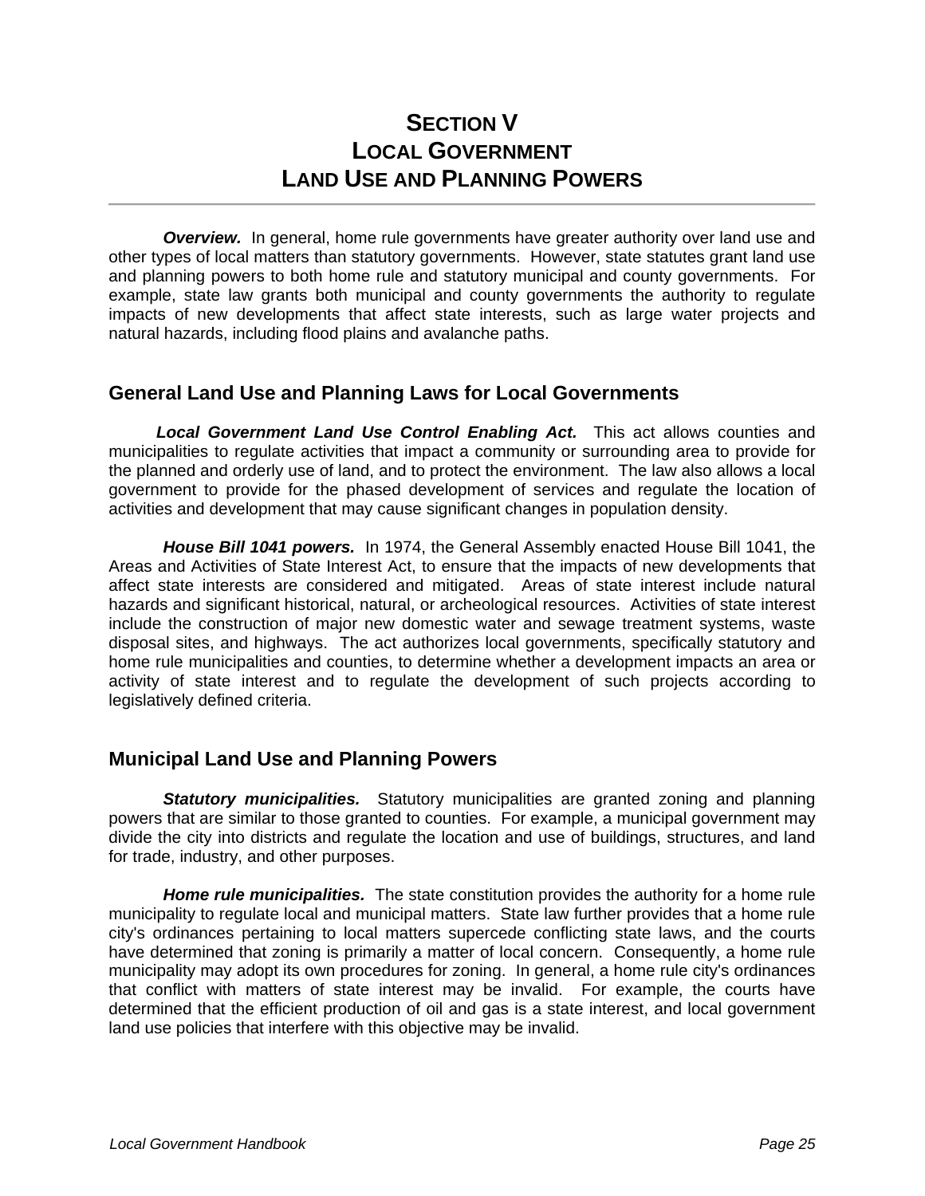# Section V
# Local Government
# Land Use and Planning Powers

***Overview.*** In general, home rule governments have greater authority over land use and other types of local matters than statutory governments. However, state statutes grant land use and planning powers to both home rule and statutory municipal and county governments. For example, state law grants both municipal and county governments the authority to regulate impacts of new developments that affect state interests, such as large water projects and natural hazards, including flood plains and avalanche paths.

## General Land Use and Planning Laws for Local Governments

***Local Government Land Use Control Enabling Act.*** This act allows counties and municipalities to regulate activities that impact a community or surrounding area to provide for the planned and orderly use of land, and to protect the environment. The law also allows a local government to provide for the phased development of services and regulate the location of activities and development that may cause significant changes in population density.

***House Bill 1041 powers.*** In 1974, the General Assembly enacted House Bill 1041, the Areas and Activities of State Interest Act, to ensure that the impacts of new developments that affect state interests are considered and mitigated. Areas of state interest include natural hazards and significant historical, natural, or archeological resources. Activities of state interest include the construction of major new domestic water and sewage treatment systems, waste disposal sites, and highways. The act authorizes local governments, specifically statutory and home rule municipalities and counties, to determine whether a development impacts an area or activity of state interest and to regulate the development of such projects according to legislatively defined criteria.

## Municipal Land Use and Planning Powers

***Statutory municipalities.*** Statutory municipalities are granted zoning and planning powers that are similar to those granted to counties. For example, a municipal government may divide the city into districts and regulate the location and use of buildings, structures, and land for trade, industry, and other purposes.

***Home rule municipalities.*** The state constitution provides the authority for a home rule municipality to regulate local and municipal matters. State law further provides that a home rule city's ordinances pertaining to local matters supercede conflicting state laws, and the courts have determined that zoning is primarily a matter of local concern. Consequently, a home rule municipality may adopt its own procedures for zoning. In general, a home rule city's ordinances that conflict with matters of state interest may be invalid. For example, the courts have determined that the efficient production of oil and gas is a state interest, and local government land use policies that interfere with this objective may be invalid.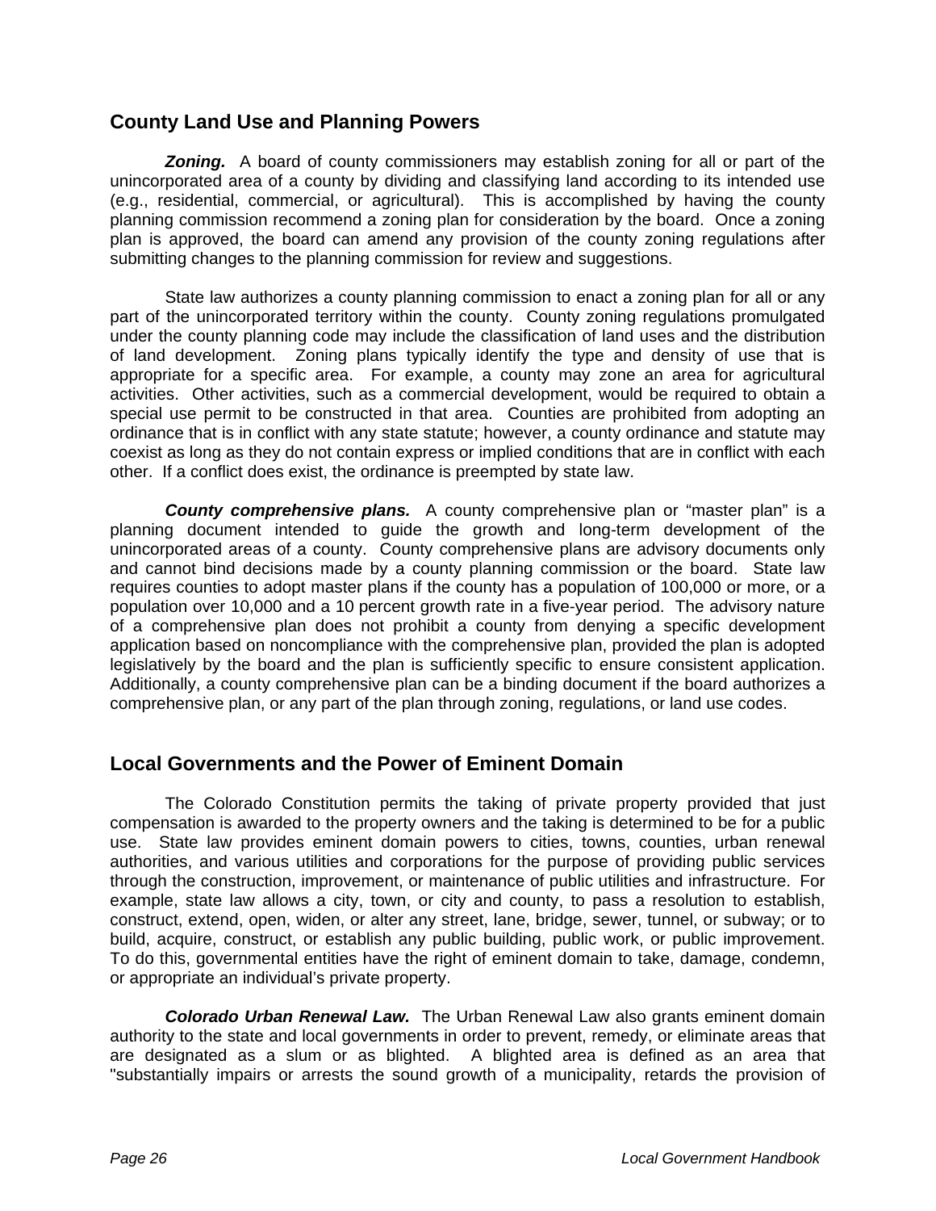## County Land Use and Planning Powers

***Zoning.*** A board of county commissioners may establish zoning for all or part of the unincorporated area of a county by dividing and classifying land according to its intended use (e.g., residential, commercial, or agricultural). This is accomplished by having the county planning commission recommend a zoning plan for consideration by the board. Once a zoning plan is approved, the board can amend any provision of the county zoning regulations after submitting changes to the planning commission for review and suggestions.

State law authorizes a county planning commission to enact a zoning plan for all or any part of the unincorporated territory within the county. County zoning regulations promulgated under the county planning code may include the classification of land uses and the distribution of land development. Zoning plans typically identify the type and density of use that is appropriate for a specific area. For example, a county may zone an area for agricultural activities. Other activities, such as a commercial development, would be required to obtain a special use permit to be constructed in that area. Counties are prohibited from adopting an ordinance that is in conflict with any state statute; however, a county ordinance and statute may coexist as long as they do not contain express or implied conditions that are in conflict with each other. If a conflict does exist, the ordinance is preempted by state law.

***County comprehensive plans.*** A county comprehensive plan or "master plan" is a planning document intended to guide the growth and long-term development of the unincorporated areas of a county. County comprehensive plans are advisory documents only and cannot bind decisions made by a county planning commission or the board. State law requires counties to adopt master plans if the county has a population of 100,000 or more, or a population over 10,000 and a 10 percent growth rate in a five-year period. The advisory nature of a comprehensive plan does not prohibit a county from denying a specific development application based on noncompliance with the comprehensive plan, provided the plan is adopted legislatively by the board and the plan is sufficiently specific to ensure consistent application. Additionally, a county comprehensive plan can be a binding document if the board authorizes a comprehensive plan, or any part of the plan through zoning, regulations, or land use codes.

## Local Governments and the Power of Eminent Domain

The Colorado Constitution permits the taking of private property provided that just compensation is awarded to the property owners and the taking is determined to be for a public use. State law provides eminent domain powers to cities, towns, counties, urban renewal authorities, and various utilities and corporations for the purpose of providing public services through the construction, improvement, or maintenance of public utilities and infrastructure. For example, state law allows a city, town, or city and county, to pass a resolution to establish, construct, extend, open, widen, or alter any street, lane, bridge, sewer, tunnel, or subway; or to build, acquire, construct, or establish any public building, public work, or public improvement. To do this, governmental entities have the right of eminent domain to take, damage, condemn, or appropriate an individual's private property.

***Colorado Urban Renewal Law.*** The Urban Renewal Law also grants eminent domain authority to the state and local governments in order to prevent, remedy, or eliminate areas that are designated as a slum or as blighted. A blighted area is defined as an area that "substantially impairs or arrests the sound growth of a municipality, retards the provision of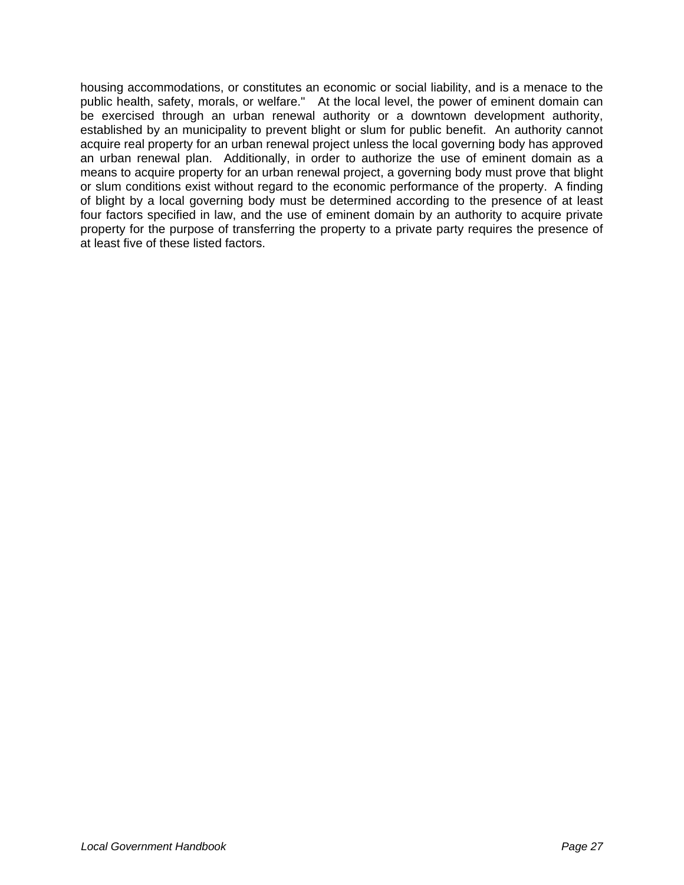housing accommodations, or constitutes an economic or social liability, and is a menace to the public health, safety, morals, or welfare."   At the local level, the power of eminent domain can be exercised through an urban renewal authority or a downtown development authority, established by an municipality to prevent blight or slum for public benefit.  An authority cannot acquire real property for an urban renewal project unless the local governing body has approved an urban renewal plan.  Additionally, in order to authorize the use of eminent domain as a means to acquire property for an urban renewal project, a governing body must prove that blight or slum conditions exist without regard to the economic performance of the property.  A finding of blight by a local governing body must be determined according to the presence of at least four factors specified in law, and the use of eminent domain by an authority to acquire private property for the purpose of transferring the property to a private party requires the presence of at least five of these listed factors.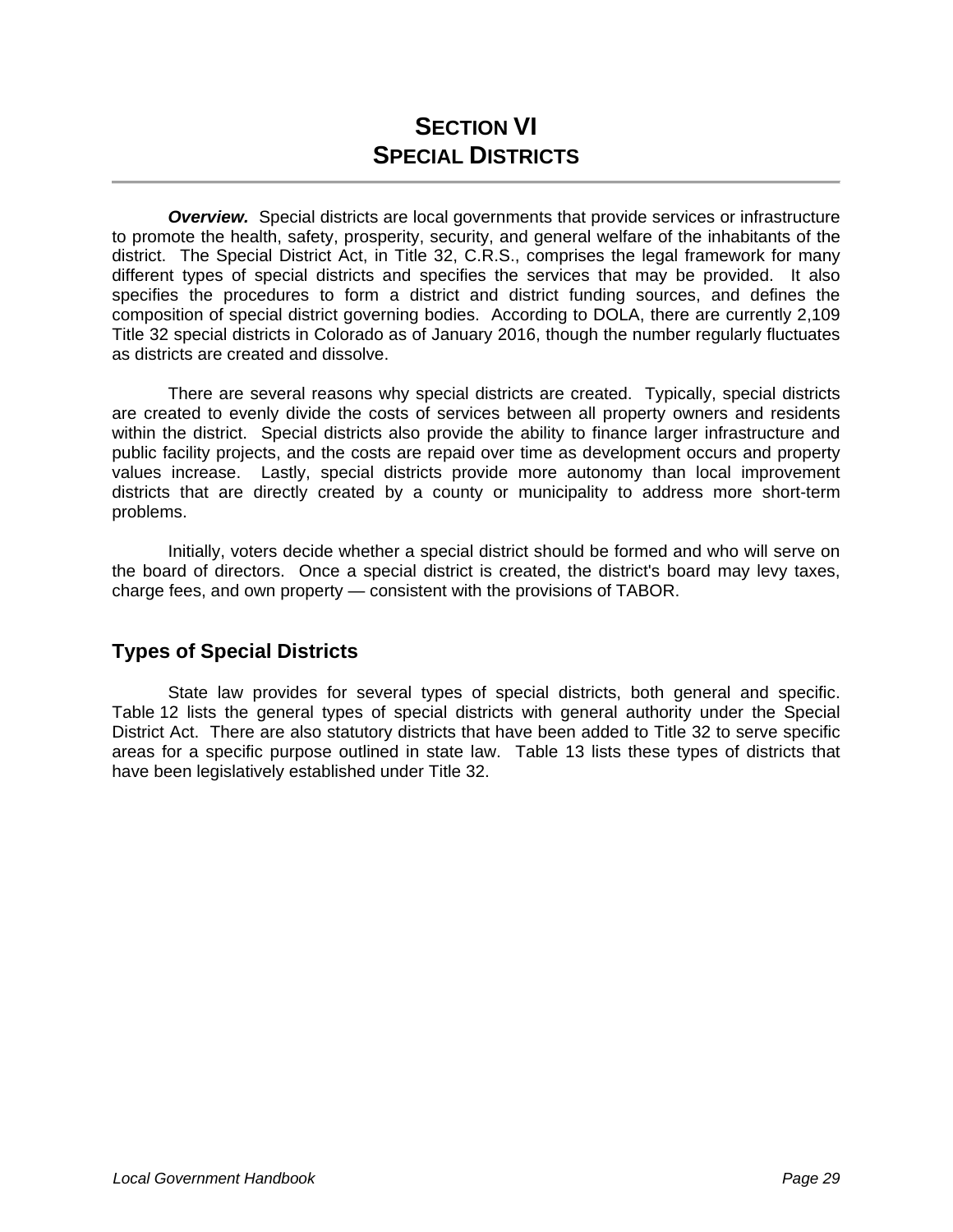# SECTION VI
# SPECIAL DISTRICTS

***Overview.*** Special districts are local governments that provide services or infrastructure to promote the health, safety, prosperity, security, and general welfare of the inhabitants of the district. The Special District Act, in Title 32, C.R.S., comprises the legal framework for many different types of special districts and specifies the services that may be provided. It also specifies the procedures to form a district and district funding sources, and defines the composition of special district governing bodies. According to DOLA, there are currently 2,109 Title 32 special districts in Colorado as of January 2016, though the number regularly fluctuates as districts are created and dissolve.

There are several reasons why special districts are created. Typically, special districts are created to evenly divide the costs of services between all property owners and residents within the district. Special districts also provide the ability to finance larger infrastructure and public facility projects, and the costs are repaid over time as development occurs and property values increase. Lastly, special districts provide more autonomy than local improvement districts that are directly created by a county or municipality to address more short-term problems.

Initially, voters decide whether a special district should be formed and who will serve on the board of directors. Once a special district is created, the district's board may levy taxes, charge fees, and own property — consistent with the provisions of TABOR.

## Types of Special Districts

State law provides for several types of special districts, both general and specific. Table 12 lists the general types of special districts with general authority under the Special District Act. There are also statutory districts that have been added to Title 32 to serve specific areas for a specific purpose outlined in state law. Table 13 lists these types of districts that have been legislatively established under Title 32.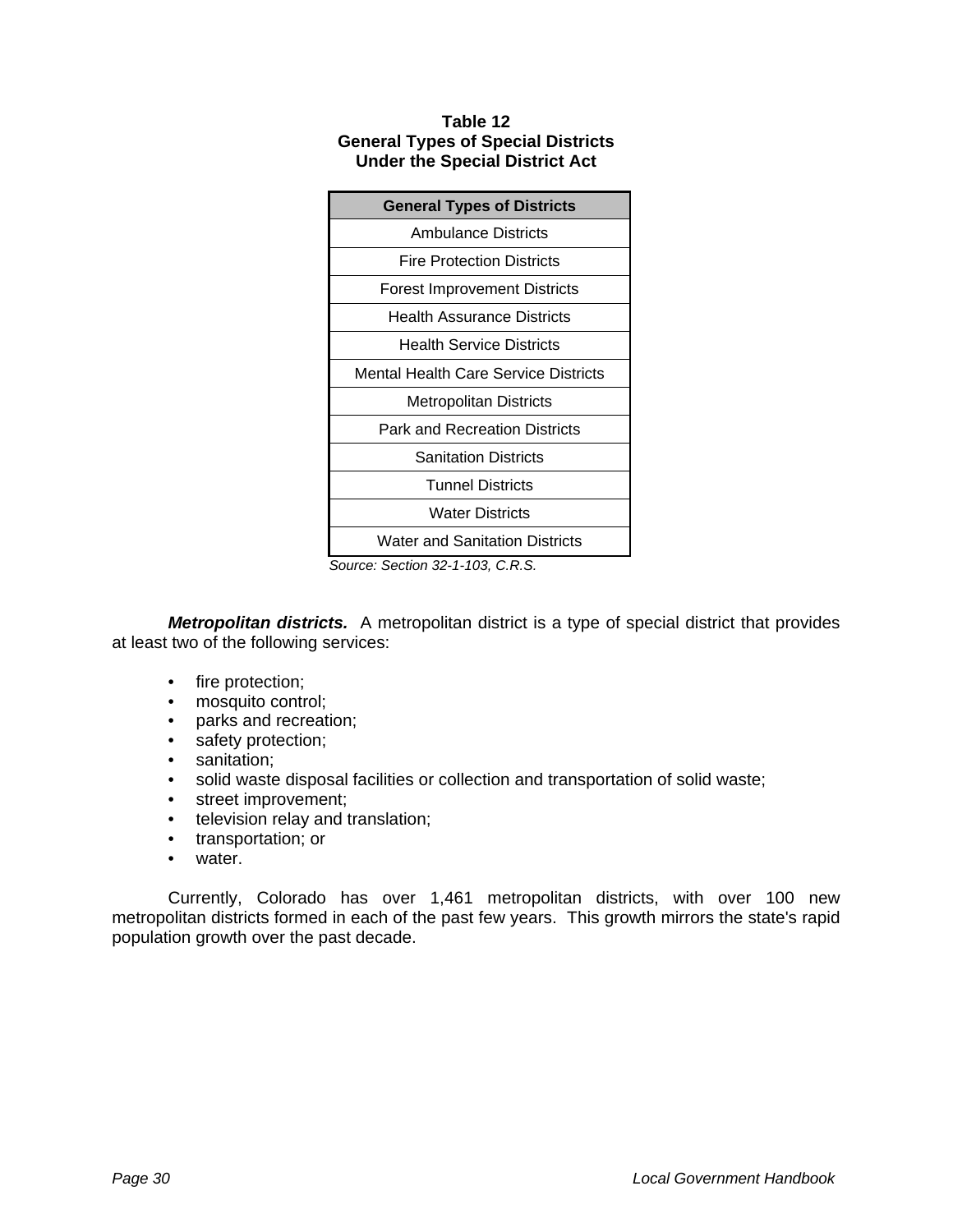**Table 12**
**General Types of Special Districts**
**Under the Special District Act**

| General Types of Districts |
|---|
| Ambulance Districts |
| Fire Protection Districts |
| Forest Improvement Districts |
| Health Assurance Districts |
| Health Service Districts |
| Mental Health Care Service Districts |
| Metropolitan Districts |
| Park and Recreation Districts |
| Sanitation Districts |
| Tunnel Districts |
| Water Districts |
| Water and Sanitation Districts |

*Source: Section 32-1-103, C.R.S.*

***Metropolitan districts.*** A metropolitan district is a type of special district that provides at least two of the following services:

- fire protection;
- mosquito control;
- parks and recreation;
- safety protection;
- sanitation;
- solid waste disposal facilities or collection and transportation of solid waste;
- street improvement;
- television relay and translation;
- transportation; or
- water.

Currently, Colorado has over 1,461 metropolitan districts, with over 100 new metropolitan districts formed in each of the past few years. This growth mirrors the state's rapid population growth over the past decade.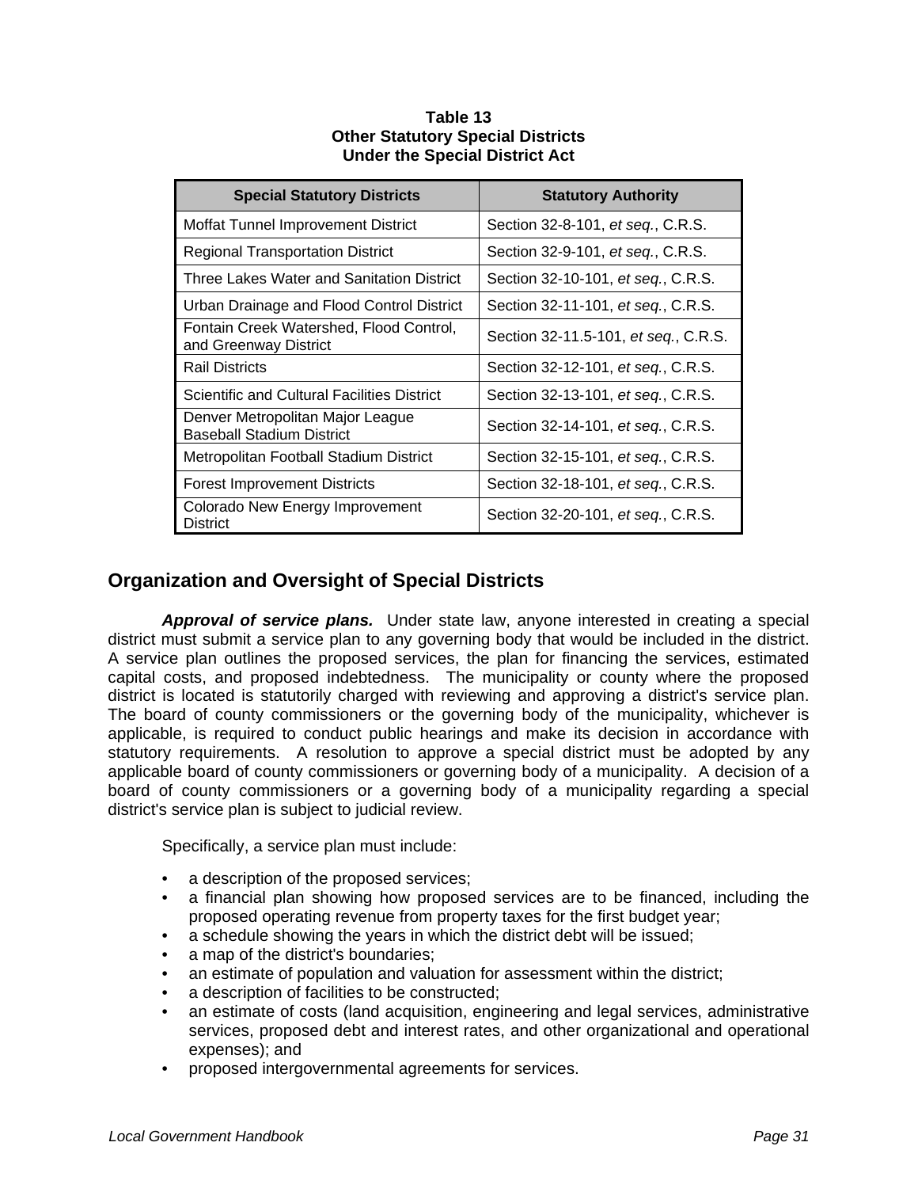**Table 13**
**Other Statutory Special Districts**
**Under the Special District Act**

| Special Statutory Districts | Statutory Authority |
|---|---|
| Moffat Tunnel Improvement District | Section 32-8-101, *et seq.*, C.R.S. |
| Regional Transportation District | Section 32-9-101, *et seq.*, C.R.S. |
| Three Lakes Water and Sanitation District | Section 32-10-101, *et seq.*, C.R.S. |
| Urban Drainage and Flood Control District | Section 32-11-101, *et seq.*, C.R.S. |
| Fontain Creek Watershed, Flood Control, and Greenway District | Section 32-11.5-101, *et seq.*, C.R.S. |
| Rail Districts | Section 32-12-101, *et seq.*, C.R.S. |
| Scientific and Cultural Facilities District | Section 32-13-101, *et seq.*, C.R.S. |
| Denver Metropolitan Major League Baseball Stadium District | Section 32-14-101, *et seq.*, C.R.S. |
| Metropolitan Football Stadium District | Section 32-15-101, *et seq.*, C.R.S. |
| Forest Improvement Districts | Section 32-18-101, *et seq.*, C.R.S. |
| Colorado New Energy Improvement District | Section 32-20-101, *et seq.*, C.R.S. |

## Organization and Oversight of Special Districts

***Approval of service plans.*** Under state law, anyone interested in creating a special district must submit a service plan to any governing body that would be included in the district. A service plan outlines the proposed services, the plan for financing the services, estimated capital costs, and proposed indebtedness. The municipality or county where the proposed district is located is statutorily charged with reviewing and approving a district's service plan. The board of county commissioners or the governing body of the municipality, whichever is applicable, is required to conduct public hearings and make its decision in accordance with statutory requirements. A resolution to approve a special district must be adopted by any applicable board of county commissioners or governing body of a municipality. A decision of a board of county commissioners or a governing body of a municipality regarding a special district's service plan is subject to judicial review.

Specifically, a service plan must include:

- a description of the proposed services;
- a financial plan showing how proposed services are to be financed, including the proposed operating revenue from property taxes for the first budget year;
- a schedule showing the years in which the district debt will be issued;
- a map of the district's boundaries;
- an estimate of population and valuation for assessment within the district;
- a description of facilities to be constructed;
- an estimate of costs (land acquisition, engineering and legal services, administrative services, proposed debt and interest rates, and other organizational and operational expenses); and
- proposed intergovernmental agreements for services.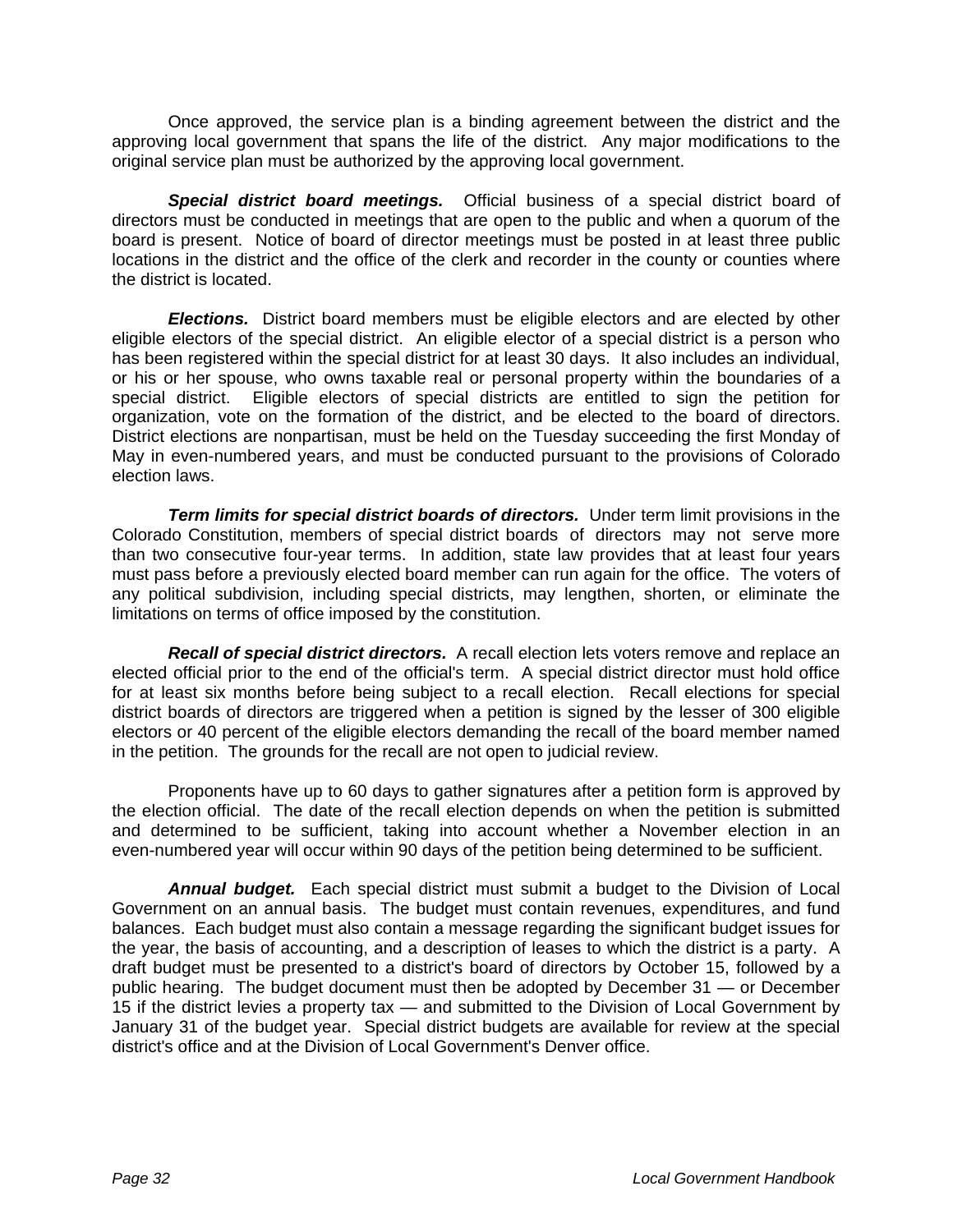Once approved, the service plan is a binding agreement between the district and the approving local government that spans the life of the district. Any major modifications to the original service plan must be authorized by the approving local government.

***Special district board meetings.*** Official business of a special district board of directors must be conducted in meetings that are open to the public and when a quorum of the board is present. Notice of board of director meetings must be posted in at least three public locations in the district and the office of the clerk and recorder in the county or counties where the district is located.

***Elections.*** District board members must be eligible electors and are elected by other eligible electors of the special district. An eligible elector of a special district is a person who has been registered within the special district for at least 30 days. It also includes an individual, or his or her spouse, who owns taxable real or personal property within the boundaries of a special district. Eligible electors of special districts are entitled to sign the petition for organization, vote on the formation of the district, and be elected to the board of directors. District elections are nonpartisan, must be held on the Tuesday succeeding the first Monday of May in even-numbered years, and must be conducted pursuant to the provisions of Colorado election laws.

***Term limits for special district boards of directors.*** Under term limit provisions in the Colorado Constitution, members of special district boards of directors may not serve more than two consecutive four-year terms. In addition, state law provides that at least four years must pass before a previously elected board member can run again for the office. The voters of any political subdivision, including special districts, may lengthen, shorten, or eliminate the limitations on terms of office imposed by the constitution.

***Recall of special district directors.*** A recall election lets voters remove and replace an elected official prior to the end of the official's term. A special district director must hold office for at least six months before being subject to a recall election. Recall elections for special district boards of directors are triggered when a petition is signed by the lesser of 300 eligible electors or 40 percent of the eligible electors demanding the recall of the board member named in the petition. The grounds for the recall are not open to judicial review.

Proponents have up to 60 days to gather signatures after a petition form is approved by the election official. The date of the recall election depends on when the petition is submitted and determined to be sufficient, taking into account whether a November election in an even-numbered year will occur within 90 days of the petition being determined to be sufficient.

***Annual budget.*** Each special district must submit a budget to the Division of Local Government on an annual basis. The budget must contain revenues, expenditures, and fund balances. Each budget must also contain a message regarding the significant budget issues for the year, the basis of accounting, and a description of leases to which the district is a party. A draft budget must be presented to a district's board of directors by October 15, followed by a public hearing. The budget document must then be adopted by December 31 — or December 15 if the district levies a property tax — and submitted to the Division of Local Government by January 31 of the budget year. Special district budgets are available for review at the special district's office and at the Division of Local Government's Denver office.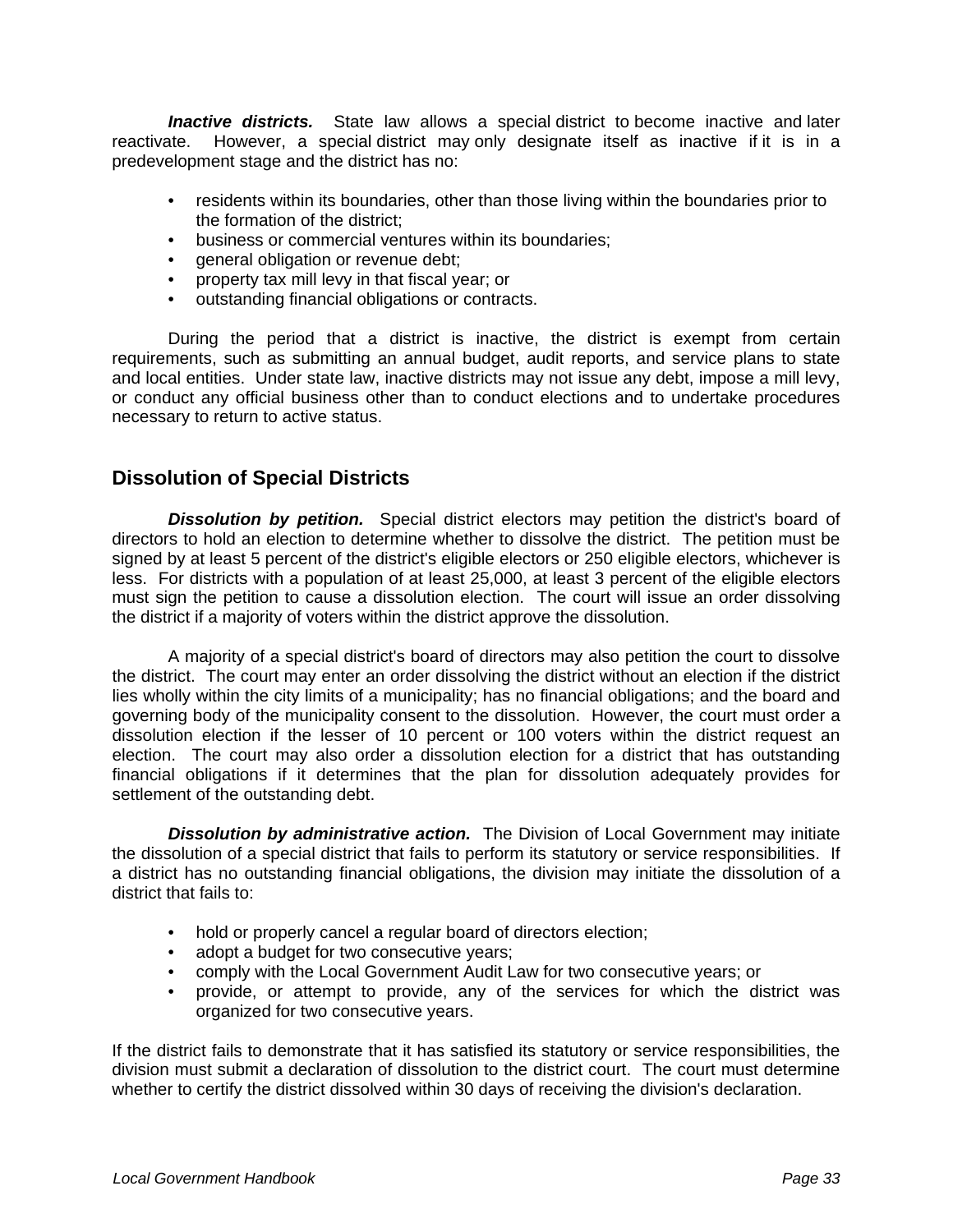***Inactive districts.*** State law allows a special district to become inactive and later reactivate. However, a special district may only designate itself as inactive if it is in a predevelopment stage and the district has no:

- residents within its boundaries, other than those living within the boundaries prior to the formation of the district;
- business or commercial ventures within its boundaries;
- general obligation or revenue debt;
- property tax mill levy in that fiscal year; or
- outstanding financial obligations or contracts.

During the period that a district is inactive, the district is exempt from certain requirements, such as submitting an annual budget, audit reports, and service plans to state and local entities. Under state law, inactive districts may not issue any debt, impose a mill levy, or conduct any official business other than to conduct elections and to undertake procedures necessary to return to active status.

## Dissolution of Special Districts

***Dissolution by petition.*** Special district electors may petition the district's board of directors to hold an election to determine whether to dissolve the district. The petition must be signed by at least 5 percent of the district's eligible electors or 250 eligible electors, whichever is less. For districts with a population of at least 25,000, at least 3 percent of the eligible electors must sign the petition to cause a dissolution election. The court will issue an order dissolving the district if a majority of voters within the district approve the dissolution.

A majority of a special district's board of directors may also petition the court to dissolve the district. The court may enter an order dissolving the district without an election if the district lies wholly within the city limits of a municipality; has no financial obligations; and the board and governing body of the municipality consent to the dissolution. However, the court must order a dissolution election if the lesser of 10 percent or 100 voters within the district request an election. The court may also order a dissolution election for a district that has outstanding financial obligations if it determines that the plan for dissolution adequately provides for settlement of the outstanding debt.

***Dissolution by administrative action.*** The Division of Local Government may initiate the dissolution of a special district that fails to perform its statutory or service responsibilities. If a district has no outstanding financial obligations, the division may initiate the dissolution of a district that fails to:

- hold or properly cancel a regular board of directors election;
- adopt a budget for two consecutive years;
- comply with the Local Government Audit Law for two consecutive years; or
- provide, or attempt to provide, any of the services for which the district was organized for two consecutive years.

If the district fails to demonstrate that it has satisfied its statutory or service responsibilities, the division must submit a declaration of dissolution to the district court. The court must determine whether to certify the district dissolved within 30 days of receiving the division's declaration.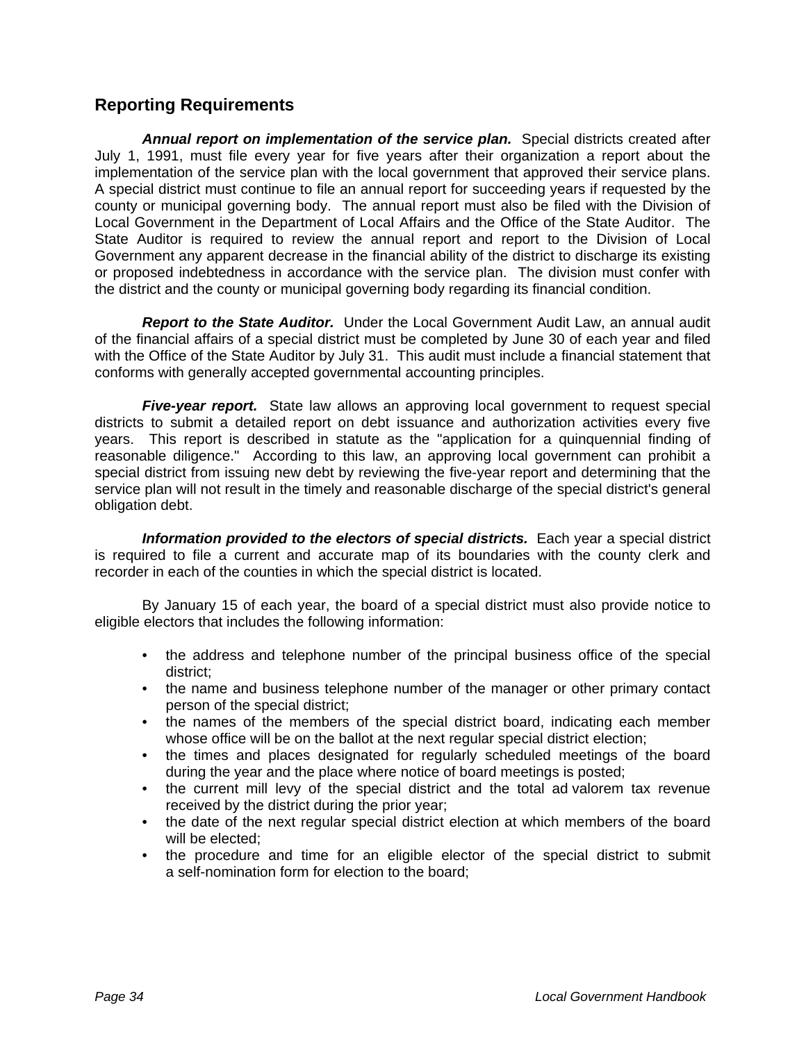## Reporting Requirements

***Annual report on implementation of the service plan.*** Special districts created after July 1, 1991, must file every year for five years after their organization a report about the implementation of the service plan with the local government that approved their service plans. A special district must continue to file an annual report for succeeding years if requested by the county or municipal governing body. The annual report must also be filed with the Division of Local Government in the Department of Local Affairs and the Office of the State Auditor. The State Auditor is required to review the annual report and report to the Division of Local Government any apparent decrease in the financial ability of the district to discharge its existing or proposed indebtedness in accordance with the service plan. The division must confer with the district and the county or municipal governing body regarding its financial condition.

***Report to the State Auditor.*** Under the Local Government Audit Law, an annual audit of the financial affairs of a special district must be completed by June 30 of each year and filed with the Office of the State Auditor by July 31. This audit must include a financial statement that conforms with generally accepted governmental accounting principles.

***Five-year report.*** State law allows an approving local government to request special districts to submit a detailed report on debt issuance and authorization activities every five years. This report is described in statute as the "application for a quinquennial finding of reasonable diligence." According to this law, an approving local government can prohibit a special district from issuing new debt by reviewing the five-year report and determining that the service plan will not result in the timely and reasonable discharge of the special district's general obligation debt.

***Information provided to the electors of special districts.*** Each year a special district is required to file a current and accurate map of its boundaries with the county clerk and recorder in each of the counties in which the special district is located.

By January 15 of each year, the board of a special district must also provide notice to eligible electors that includes the following information:

- the address and telephone number of the principal business office of the special district;
- the name and business telephone number of the manager or other primary contact person of the special district;
- the names of the members of the special district board, indicating each member whose office will be on the ballot at the next regular special district election;
- the times and places designated for regularly scheduled meetings of the board during the year and the place where notice of board meetings is posted;
- the current mill levy of the special district and the total ad valorem tax revenue received by the district during the prior year;
- the date of the next regular special district election at which members of the board will be elected;
- the procedure and time for an eligible elector of the special district to submit a self-nomination form for election to the board;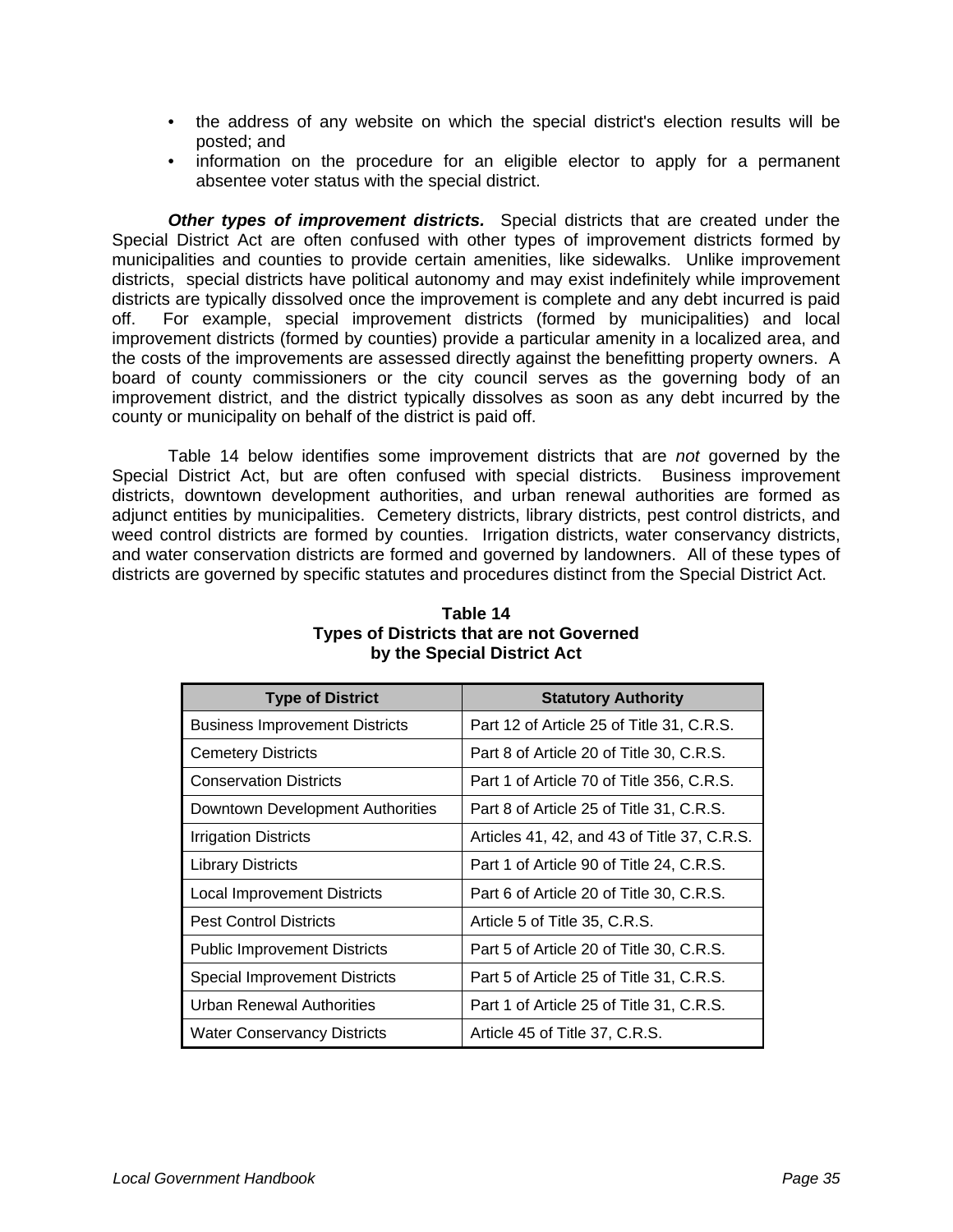- the address of any website on which the special district's election results will be posted; and
- information on the procedure for an eligible elector to apply for a permanent absentee voter status with the special district.

***Other types of improvement districts.*** Special districts that are created under the Special District Act are often confused with other types of improvement districts formed by municipalities and counties to provide certain amenities, like sidewalks. Unlike improvement districts, special districts have political autonomy and may exist indefinitely while improvement districts are typically dissolved once the improvement is complete and any debt incurred is paid off. For example, special improvement districts (formed by municipalities) and local improvement districts (formed by counties) provide a particular amenity in a localized area, and the costs of the improvements are assessed directly against the benefitting property owners. A board of county commissioners or the city council serves as the governing body of an improvement district, and the district typically dissolves as soon as any debt incurred by the county or municipality on behalf of the district is paid off.

Table 14 below identifies some improvement districts that are *not* governed by the Special District Act, but are often confused with special districts. Business improvement districts, downtown development authorities, and urban renewal authorities are formed as adjunct entities by municipalities. Cemetery districts, library districts, pest control districts, and weed control districts are formed by counties. Irrigation districts, water conservancy districts, and water conservation districts are formed and governed by landowners. All of these types of districts are governed by specific statutes and procedures distinct from the Special District Act.

**Table 14**
**Types of Districts that are not Governed by the Special District Act**

| Type of District | Statutory Authority |
|---|---|
| Business Improvement Districts | Part 12 of Article 25 of Title 31, C.R.S. |
| Cemetery Districts | Part 8 of Article 20 of Title 30, C.R.S. |
| Conservation Districts | Part 1 of Article 70 of Title 356, C.R.S. |
| Downtown Development Authorities | Part 8 of Article 25 of Title 31, C.R.S. |
| Irrigation Districts | Articles 41, 42, and 43 of Title 37, C.R.S. |
| Library Districts | Part 1 of Article 90 of Title 24, C.R.S. |
| Local Improvement Districts | Part 6 of Article 20 of Title 30, C.R.S. |
| Pest Control Districts | Article 5 of Title 35, C.R.S. |
| Public Improvement Districts | Part 5 of Article 20 of Title 30, C.R.S. |
| Special Improvement Districts | Part 5 of Article 25 of Title 31, C.R.S. |
| Urban Renewal Authorities | Part 1 of Article 25 of Title 31, C.R.S. |
| Water Conservancy Districts | Article 45 of Title 37, C.R.S. |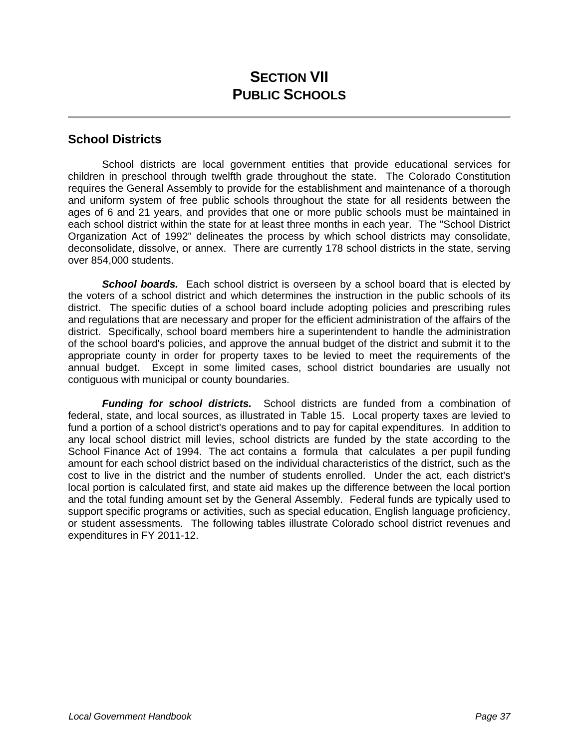# SECTION VII
# PUBLIC SCHOOLS

## School Districts

School districts are local government entities that provide educational services for children in preschool through twelfth grade throughout the state. The Colorado Constitution requires the General Assembly to provide for the establishment and maintenance of a thorough and uniform system of free public schools throughout the state for all residents between the ages of 6 and 21 years, and provides that one or more public schools must be maintained in each school district within the state for at least three months in each year. The "School District Organization Act of 1992" delineates the process by which school districts may consolidate, deconsolidate, dissolve, or annex. There are currently 178 school districts in the state, serving over 854,000 students.

***School boards.*** Each school district is overseen by a school board that is elected by the voters of a school district and which determines the instruction in the public schools of its district. The specific duties of a school board include adopting policies and prescribing rules and regulations that are necessary and proper for the efficient administration of the affairs of the district. Specifically, school board members hire a superintendent to handle the administration of the school board's policies, and approve the annual budget of the district and submit it to the appropriate county in order for property taxes to be levied to meet the requirements of the annual budget. Except in some limited cases, school district boundaries are usually not contiguous with municipal or county boundaries.

***Funding for school districts.*** School districts are funded from a combination of federal, state, and local sources, as illustrated in Table 15. Local property taxes are levied to fund a portion of a school district's operations and to pay for capital expenditures. In addition to any local school district mill levies, school districts are funded by the state according to the School Finance Act of 1994. The act contains a formula that calculates a per pupil funding amount for each school district based on the individual characteristics of the district, such as the cost to live in the district and the number of students enrolled. Under the act, each district's local portion is calculated first, and state aid makes up the difference between the local portion and the total funding amount set by the General Assembly. Federal funds are typically used to support specific programs or activities, such as special education, English language proficiency, or student assessments. The following tables illustrate Colorado school district revenues and expenditures in FY 2011-12.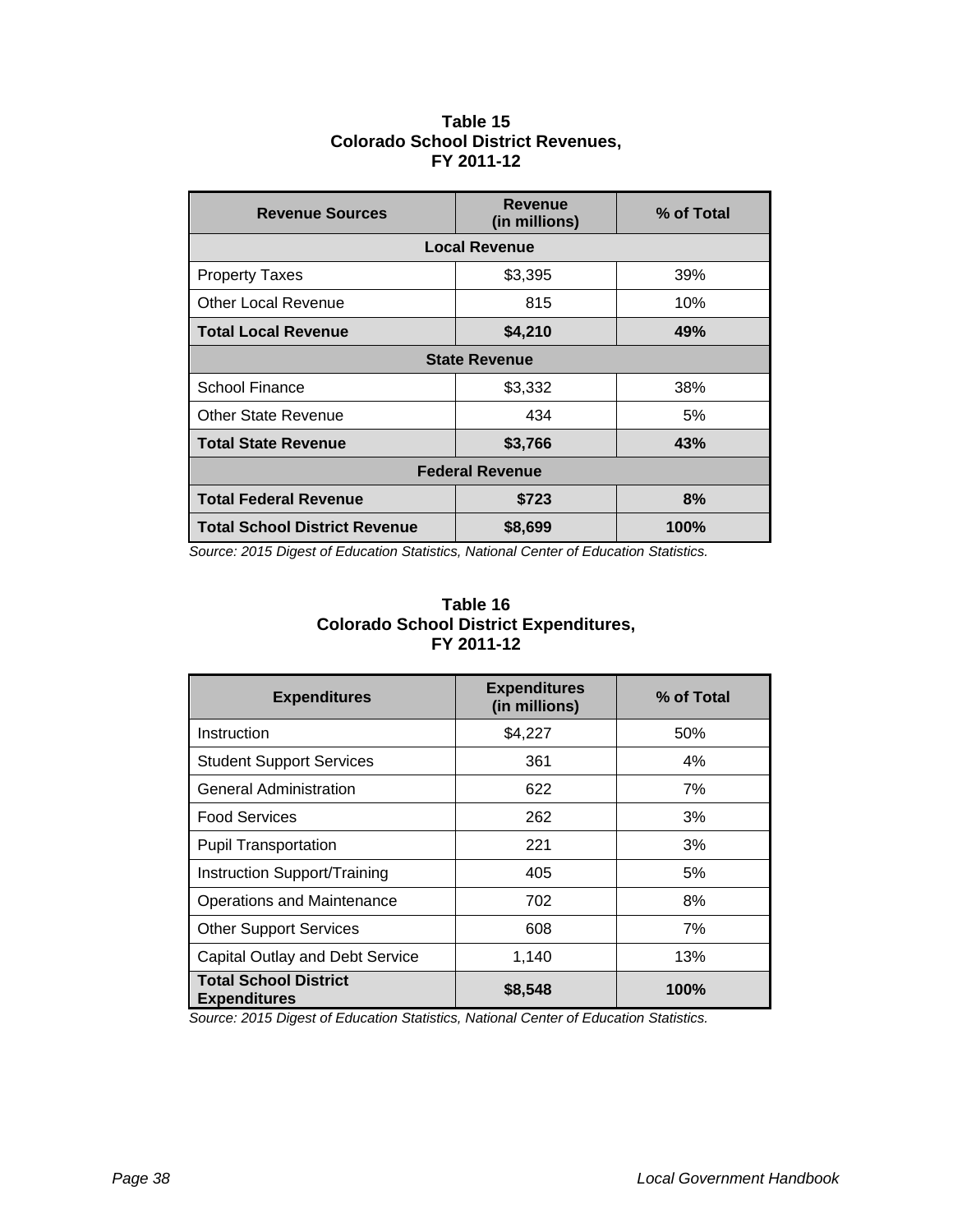**Table 15**
**Colorado School District Revenues,**
**FY 2011-12**

| Revenue Sources | Revenue (in millions) | % of Total |
|---|---|---|
| **Local Revenue** | | |
| Property Taxes | $3,395 | 39% |
| Other Local Revenue | 815 | 10% |
| **Total Local Revenue** | **$4,210** | **49%** |
| **State Revenue** | | |
| School Finance | $3,332 | 38% |
| Other State Revenue | 434 | 5% |
| **Total State Revenue** | **$3,766** | **43%** |
| **Federal Revenue** | | |
| **Total Federal Revenue** | **$723** | **8%** |
| **Total School District Revenue** | **$8,699** | **100%** |

*Source: 2015 Digest of Education Statistics, National Center of Education Statistics.*

**Table 16**
**Colorado School District Expenditures,**
**FY 2011-12**

| Expenditures | Expenditures (in millions) | % of Total |
|---|---|---|
| Instruction | $4,227 | 50% |
| Student Support Services | 361 | 4% |
| General Administration | 622 | 7% |
| Food Services | 262 | 3% |
| Pupil Transportation | 221 | 3% |
| Instruction Support/Training | 405 | 5% |
| Operations and Maintenance | 702 | 8% |
| Other Support Services | 608 | 7% |
| Capital Outlay and Debt Service | 1,140 | 13% |
| **Total School District Expenditures** | **$8,548** | **100%** |

*Source: 2015 Digest of Education Statistics, National Center of Education Statistics.*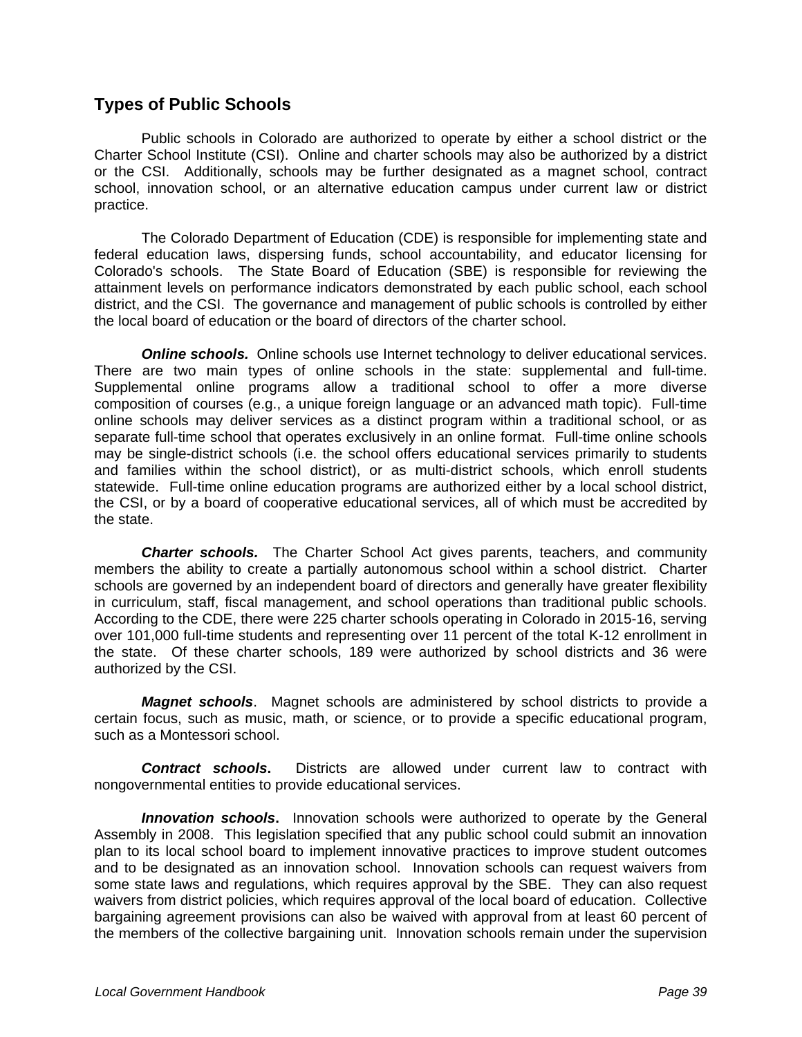## Types of Public Schools

Public schools in Colorado are authorized to operate by either a school district or the Charter School Institute (CSI). Online and charter schools may also be authorized by a district or the CSI. Additionally, schools may be further designated as a magnet school, contract school, innovation school, or an alternative education campus under current law or district practice.

The Colorado Department of Education (CDE) is responsible for implementing state and federal education laws, dispersing funds, school accountability, and educator licensing for Colorado's schools. The State Board of Education (SBE) is responsible for reviewing the attainment levels on performance indicators demonstrated by each public school, each school district, and the CSI. The governance and management of public schools is controlled by either the local board of education or the board of directors of the charter school.

***Online schools.*** Online schools use Internet technology to deliver educational services. There are two main types of online schools in the state: supplemental and full-time. Supplemental online programs allow a traditional school to offer a more diverse composition of courses (e.g., a unique foreign language or an advanced math topic). Full-time online schools may deliver services as a distinct program within a traditional school, or as separate full-time school that operates exclusively in an online format. Full-time online schools may be single-district schools (i.e. the school offers educational services primarily to students and families within the school district), or as multi-district schools, which enroll students statewide. Full-time online education programs are authorized either by a local school district, the CSI, or by a board of cooperative educational services, all of which must be accredited by the state.

***Charter schools.*** The Charter School Act gives parents, teachers, and community members the ability to create a partially autonomous school within a school district. Charter schools are governed by an independent board of directors and generally have greater flexibility in curriculum, staff, fiscal management, and school operations than traditional public schools. According to the CDE, there were 225 charter schools operating in Colorado in 2015-16, serving over 101,000 full-time students and representing over 11 percent of the total K-12 enrollment in the state. Of these charter schools, 189 were authorized by school districts and 36 were authorized by the CSI.

***Magnet schools***. Magnet schools are administered by school districts to provide a certain focus, such as music, math, or science, or to provide a specific educational program, such as a Montessori school.

***Contract schools.*** Districts are allowed under current law to contract with nongovernmental entities to provide educational services.

***Innovation schools.*** Innovation schools were authorized to operate by the General Assembly in 2008. This legislation specified that any public school could submit an innovation plan to its local school board to implement innovative practices to improve student outcomes and to be designated as an innovation school. Innovation schools can request waivers from some state laws and regulations, which requires approval by the SBE. They can also request waivers from district policies, which requires approval of the local board of education. Collective bargaining agreement provisions can also be waived with approval from at least 60 percent of the members of the collective bargaining unit. Innovation schools remain under the supervision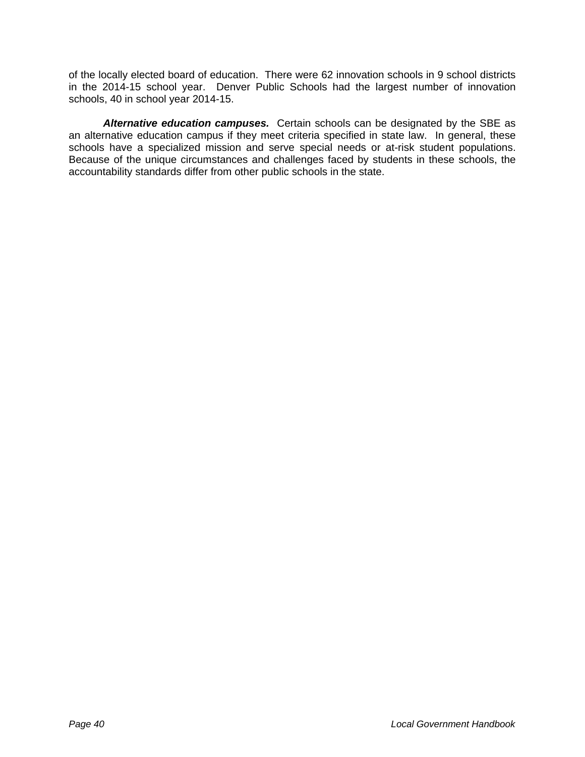of the locally elected board of education. There were 62 innovation schools in 9 school districts in the 2014-15 school year. Denver Public Schools had the largest number of innovation schools, 40 in school year 2014-15.

***Alternative education campuses.*** Certain schools can be designated by the SBE as an alternative education campus if they meet criteria specified in state law. In general, these schools have a specialized mission and serve special needs or at-risk student populations. Because of the unique circumstances and challenges faced by students in these schools, the accountability standards differ from other public schools in the state.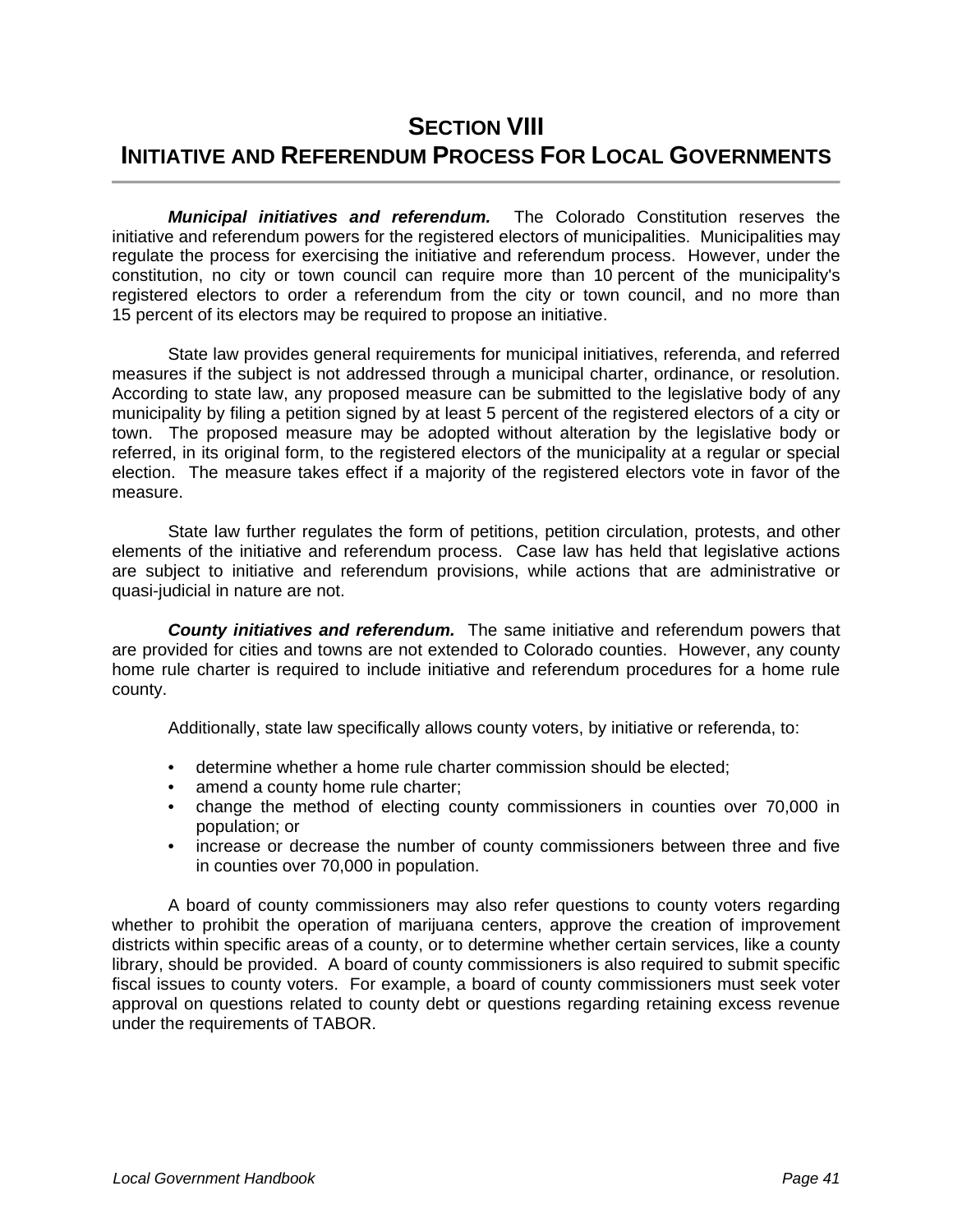# Section VIII
# Initiative and Referendum Process For Local Governments

***Municipal initiatives and referendum.*** The Colorado Constitution reserves the initiative and referendum powers for the registered electors of municipalities. Municipalities may regulate the process for exercising the initiative and referendum process. However, under the constitution, no city or town council can require more than 10 percent of the municipality's registered electors to order a referendum from the city or town council, and no more than 15 percent of its electors may be required to propose an initiative.

State law provides general requirements for municipal initiatives, referenda, and referred measures if the subject is not addressed through a municipal charter, ordinance, or resolution. According to state law, any proposed measure can be submitted to the legislative body of any municipality by filing a petition signed by at least 5 percent of the registered electors of a city or town. The proposed measure may be adopted without alteration by the legislative body or referred, in its original form, to the registered electors of the municipality at a regular or special election. The measure takes effect if a majority of the registered electors vote in favor of the measure.

State law further regulates the form of petitions, petition circulation, protests, and other elements of the initiative and referendum process. Case law has held that legislative actions are subject to initiative and referendum provisions, while actions that are administrative or quasi-judicial in nature are not.

***County initiatives and referendum.*** The same initiative and referendum powers that are provided for cities and towns are not extended to Colorado counties. However, any county home rule charter is required to include initiative and referendum procedures for a home rule county.

Additionally, state law specifically allows county voters, by initiative or referenda, to:

- determine whether a home rule charter commission should be elected;
- amend a county home rule charter;
- change the method of electing county commissioners in counties over 70,000 in population; or
- increase or decrease the number of county commissioners between three and five in counties over 70,000 in population.

A board of county commissioners may also refer questions to county voters regarding whether to prohibit the operation of marijuana centers, approve the creation of improvement districts within specific areas of a county, or to determine whether certain services, like a county library, should be provided. A board of county commissioners is also required to submit specific fiscal issues to county voters. For example, a board of county commissioners must seek voter approval on questions related to county debt or questions regarding retaining excess revenue under the requirements of TABOR.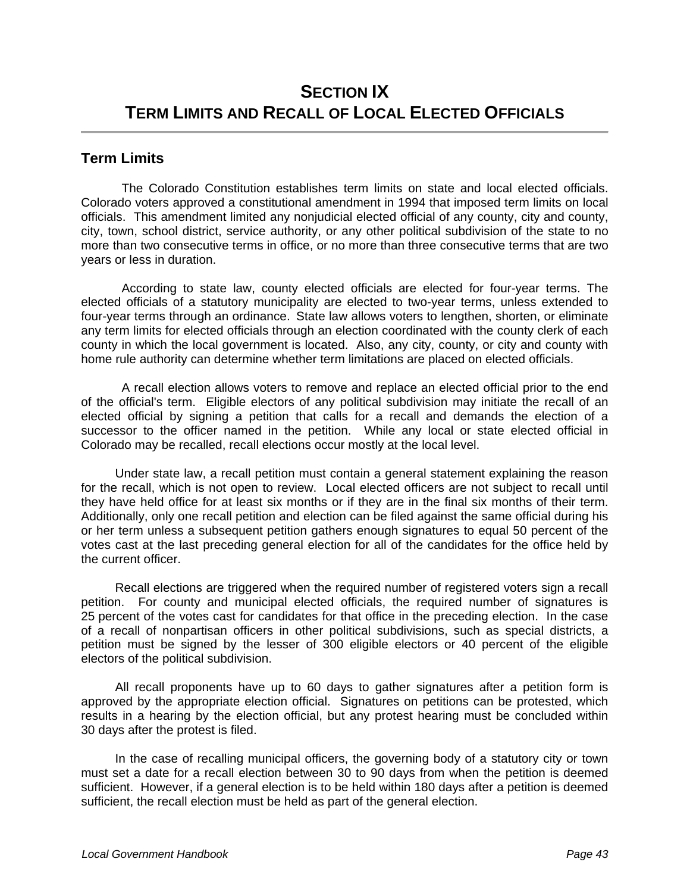# SECTION IX
# TERM LIMITS AND RECALL OF LOCAL ELECTED OFFICIALS

## Term Limits

The Colorado Constitution establishes term limits on state and local elected officials. Colorado voters approved a constitutional amendment in 1994 that imposed term limits on local officials. This amendment limited any nonjudicial elected official of any county, city and county, city, town, school district, service authority, or any other political subdivision of the state to no more than two consecutive terms in office, or no more than three consecutive terms that are two years or less in duration.

According to state law, county elected officials are elected for four-year terms. The elected officials of a statutory municipality are elected to two-year terms, unless extended to four-year terms through an ordinance. State law allows voters to lengthen, shorten, or eliminate any term limits for elected officials through an election coordinated with the county clerk of each county in which the local government is located. Also, any city, county, or city and county with home rule authority can determine whether term limitations are placed on elected officials.

A recall election allows voters to remove and replace an elected official prior to the end of the official's term. Eligible electors of any political subdivision may initiate the recall of an elected official by signing a petition that calls for a recall and demands the election of a successor to the officer named in the petition. While any local or state elected official in Colorado may be recalled, recall elections occur mostly at the local level.

Under state law, a recall petition must contain a general statement explaining the reason for the recall, which is not open to review. Local elected officers are not subject to recall until they have held office for at least six months or if they are in the final six months of their term. Additionally, only one recall petition and election can be filed against the same official during his or her term unless a subsequent petition gathers enough signatures to equal 50 percent of the votes cast at the last preceding general election for all of the candidates for the office held by the current officer.

Recall elections are triggered when the required number of registered voters sign a recall petition. For county and municipal elected officials, the required number of signatures is 25 percent of the votes cast for candidates for that office in the preceding election. In the case of a recall of nonpartisan officers in other political subdivisions, such as special districts, a petition must be signed by the lesser of 300 eligible electors or 40 percent of the eligible electors of the political subdivision.

All recall proponents have up to 60 days to gather signatures after a petition form is approved by the appropriate election official. Signatures on petitions can be protested, which results in a hearing by the election official, but any protest hearing must be concluded within 30 days after the protest is filed.

In the case of recalling municipal officers, the governing body of a statutory city or town must set a date for a recall election between 30 to 90 days from when the petition is deemed sufficient. However, if a general election is to be held within 180 days after a petition is deemed sufficient, the recall election must be held as part of the general election.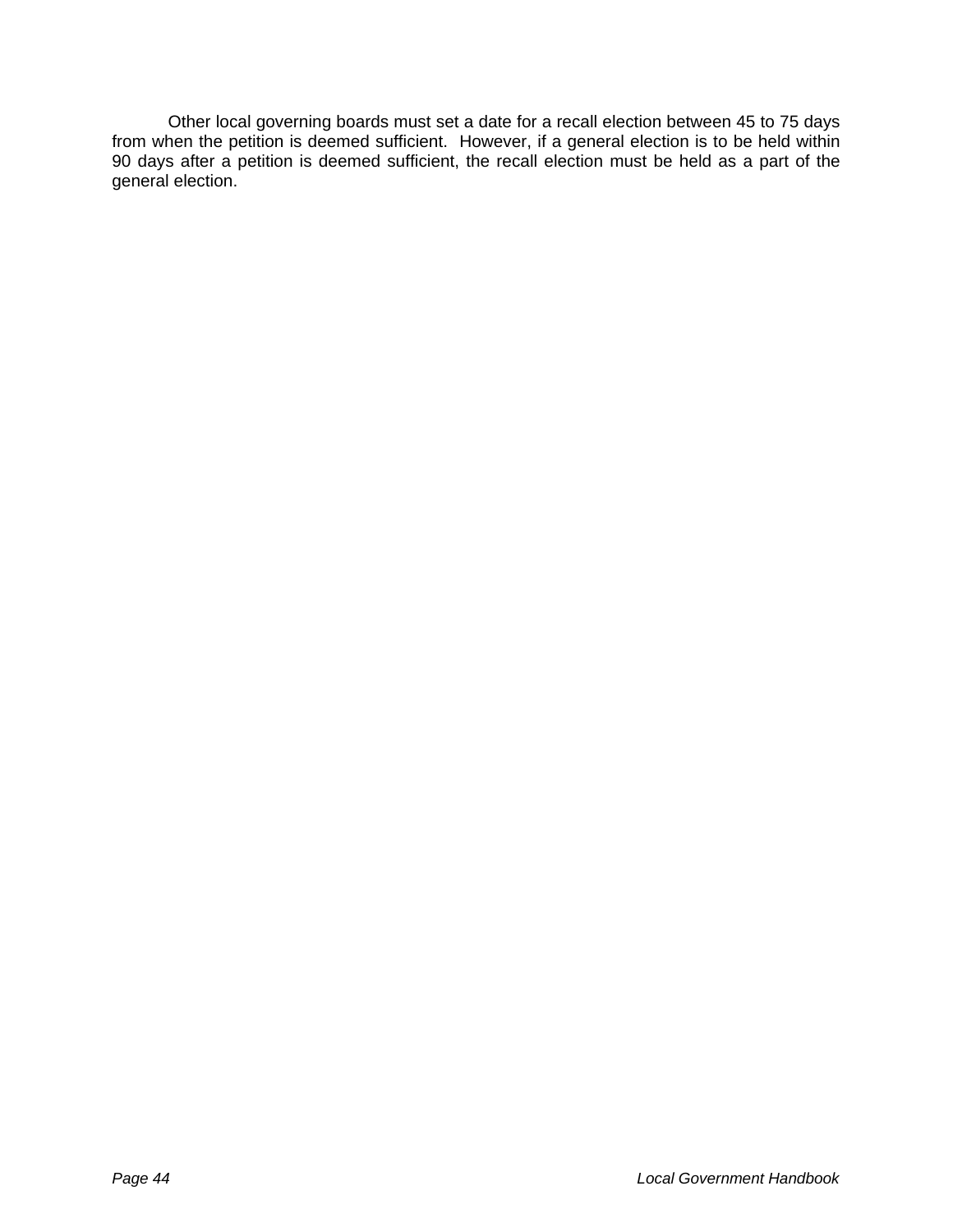Other local governing boards must set a date for a recall election between 45 to 75 days from when the petition is deemed sufficient. However, if a general election is to be held within 90 days after a petition is deemed sufficient, the recall election must be held as a part of the general election.